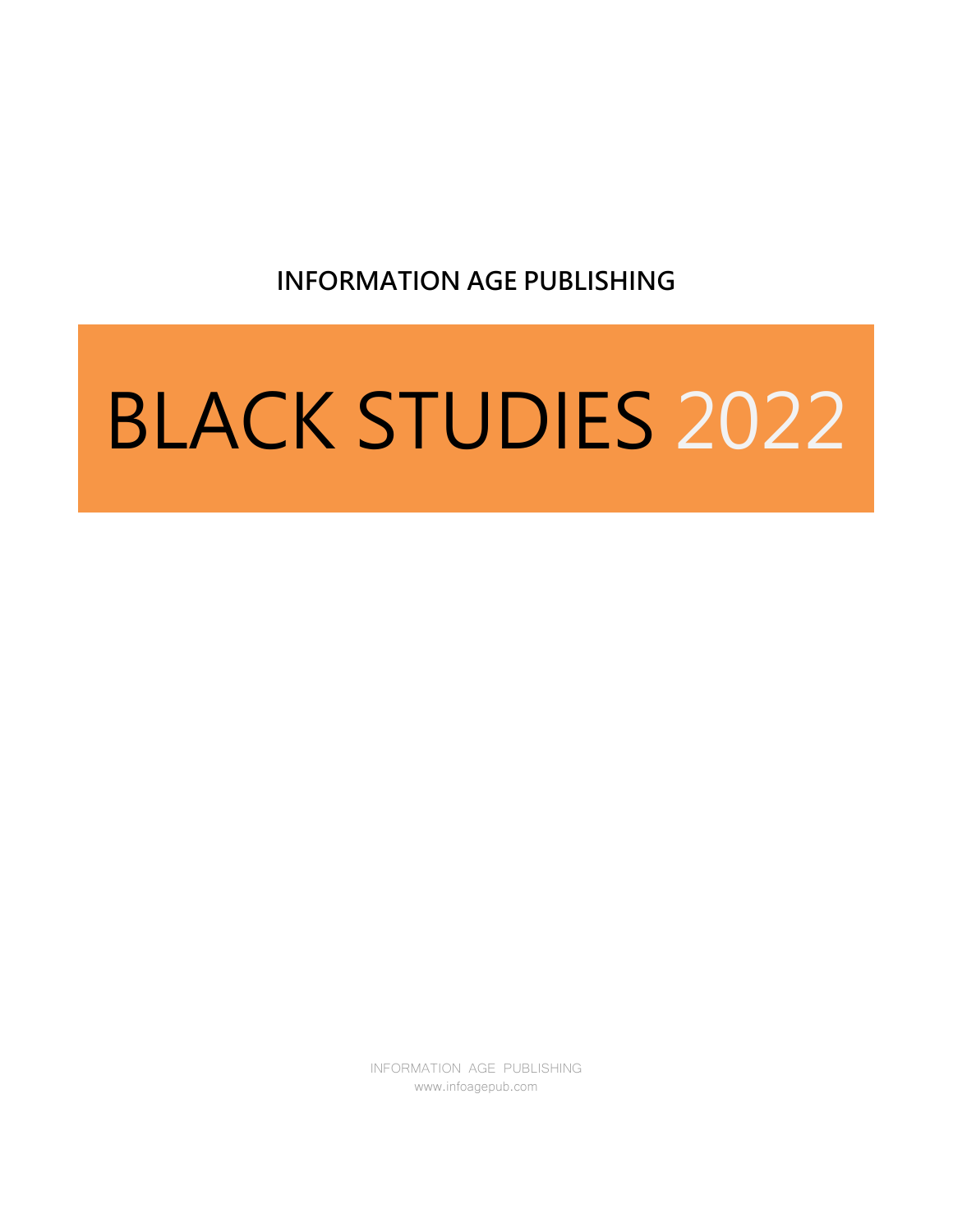**INFORMATION AGE PUBLISHING**

# BLACK STUDIES 2022

INFORMATION AGE PUBLISHING
www.infoagepub.com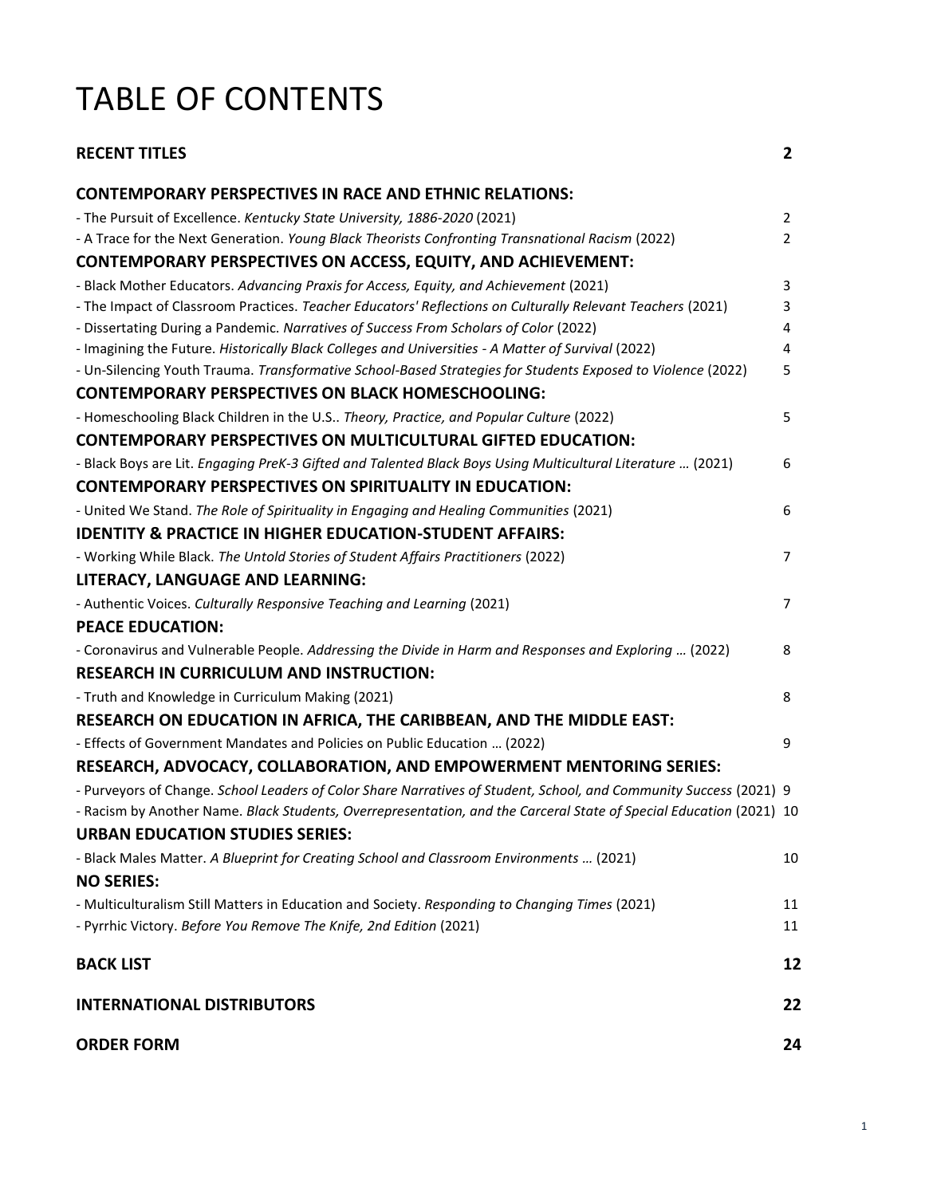# TABLE OF CONTENTS

**RECENT TITLES** **2**

**CONTEMPORARY PERSPECTIVES IN RACE AND ETHNIC RELATIONS:**

- The Pursuit of Excellence. *Kentucky State University, 1886-2020* (2021) 2
- A Trace for the Next Generation. *Young Black Theorists Confronting Transnational Racism* (2022) 2

**CONTEMPORARY PERSPECTIVES ON ACCESS, EQUITY, AND ACHIEVEMENT:**

- Black Mother Educators. *Advancing Praxis for Access, Equity, and Achievement* (2021) 3
- The Impact of Classroom Practices. *Teacher Educators' Reflections on Culturally Relevant Teachers* (2021) 3
- Dissertating During a Pandemic. *Narratives of Success From Scholars of Color* (2022) 4
- Imagining the Future. *Historically Black Colleges and Universities - A Matter of Survival* (2022) 4
- Un-Silencing Youth Trauma. *Transformative School-Based Strategies for Students Exposed to Violence* (2022) 5

**CONTEMPORARY PERSPECTIVES ON BLACK HOMESCHOOLING:**

- Homeschooling Black Children in the U.S.. *Theory, Practice, and Popular Culture* (2022) 5

**CONTEMPORARY PERSPECTIVES ON MULTICULTURAL GIFTED EDUCATION:**

- Black Boys are Lit. *Engaging PreK-3 Gifted and Talented Black Boys Using Multicultural Literature …* (2021) 6

**CONTEMPORARY PERSPECTIVES ON SPIRITUALITY IN EDUCATION:**

- United We Stand. *The Role of Spirituality in Engaging and Healing Communities* (2021) 6

**IDENTITY & PRACTICE IN HIGHER EDUCATION-STUDENT AFFAIRS:**

- Working While Black. *The Untold Stories of Student Affairs Practitioners* (2022) 7

**LITERACY, LANGUAGE AND LEARNING:**

- Authentic Voices. *Culturally Responsive Teaching and Learning* (2021) 7

**PEACE EDUCATION:**

- Coronavirus and Vulnerable People. *Addressing the Divide in Harm and Responses and Exploring …* (2022) 8

**RESEARCH IN CURRICULUM AND INSTRUCTION:**

- Truth and Knowledge in Curriculum Making (2021) 8

**RESEARCH ON EDUCATION IN AFRICA, THE CARIBBEAN, AND THE MIDDLE EAST:**

- Effects of Government Mandates and Policies on Public Education … (2022) 9

**RESEARCH, ADVOCACY, COLLABORATION, AND EMPOWERMENT MENTORING SERIES:**

- Purveyors of Change. *School Leaders of Color Share Narratives of Student, School, and Community Success* (2021) 9
- Racism by Another Name. *Black Students, Overrepresentation, and the Carceral State of Special Education* (2021) 10

**URBAN EDUCATION STUDIES SERIES:**

- Black Males Matter. *A Blueprint for Creating School and Classroom Environments …* (2021) 10

**NO SERIES:**

- Multiculturalism Still Matters in Education and Society. *Responding to Changing Times* (2021) 11
- Pyrrhic Victory. *Before You Remove The Knife, 2nd Edition* (2021) 11

**BACK LIST** **12**

**INTERNATIONAL DISTRIBUTORS** **22**

**ORDER FORM** **24**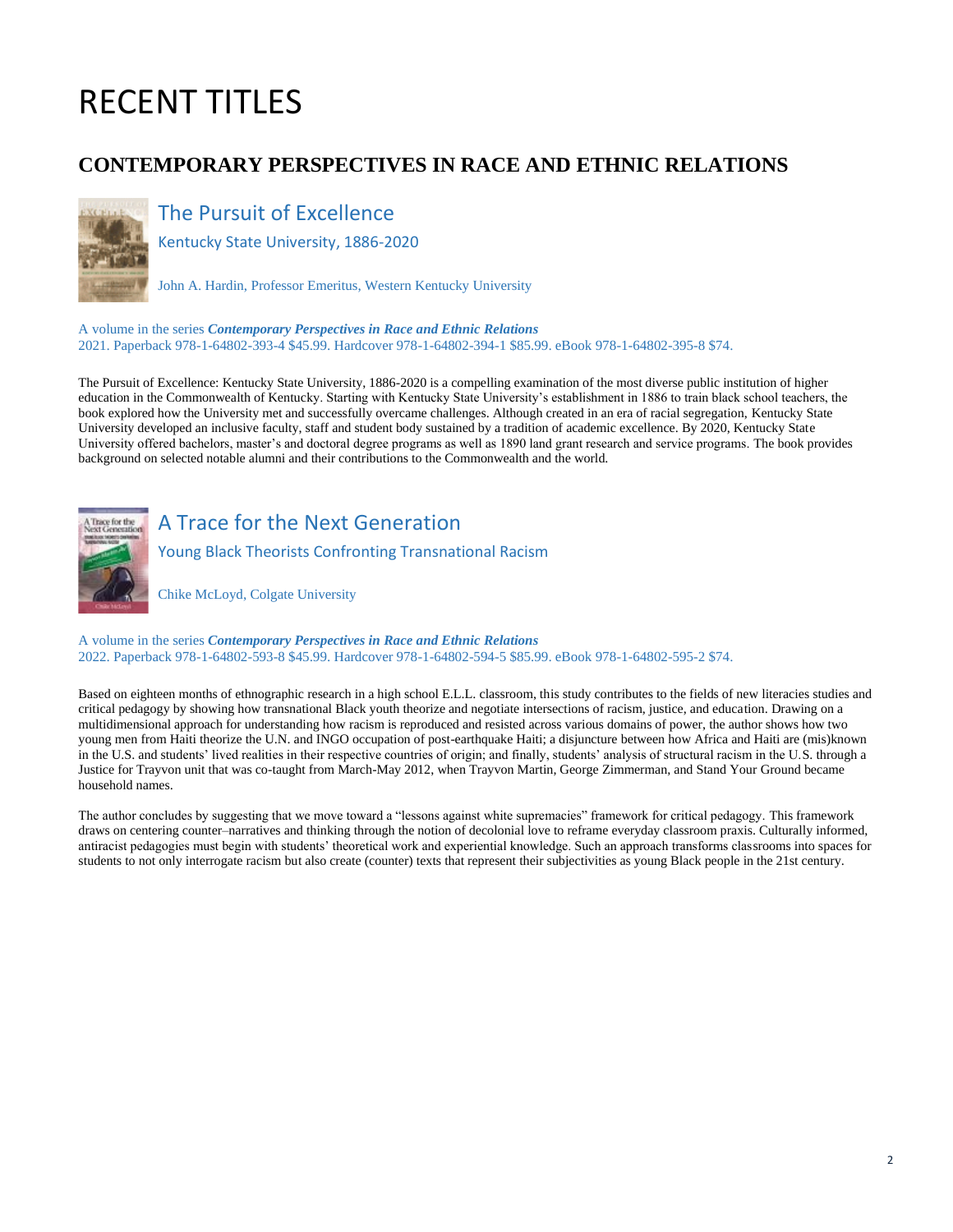# RECENT TITLES

## CONTEMPORARY PERSPECTIVES IN RACE AND ETHNIC RELATIONS

### The Pursuit of Excellence

Kentucky State University, 1886-2020

John A. Hardin, Professor Emeritus, Western Kentucky University

A volume in the series ***Contemporary Perspectives in Race and Ethnic Relations***
2021. Paperback 978-1-64802-393-4 $45.99. Hardcover 978-1-64802-394-1 $85.99. eBook 978-1-64802-395-8 $74.

The Pursuit of Excellence: Kentucky State University, 1886-2020 is a compelling examination of the most diverse public institution of higher education in the Commonwealth of Kentucky. Starting with Kentucky State University's establishment in 1886 to train black school teachers, the book explored how the University met and successfully overcame challenges. Although created in an era of racial segregation, Kentucky State University developed an inclusive faculty, staff and student body sustained by a tradition of academic excellence. By 2020, Kentucky State University offered bachelors, master's and doctoral degree programs as well as 1890 land grant research and service programs. The book provides background on selected notable alumni and their contributions to the Commonwealth and the world.

### A Trace for the Next Generation

Young Black Theorists Confronting Transnational Racism

Chike McLoyd, Colgate University

A volume in the series ***Contemporary Perspectives in Race and Ethnic Relations***
2022. Paperback 978-1-64802-593-8 $45.99. Hardcover 978-1-64802-594-5 $85.99. eBook 978-1-64802-595-2 $74.

Based on eighteen months of ethnographic research in a high school E.L.L. classroom, this study contributes to the fields of new literacies studies and critical pedagogy by showing how transnational Black youth theorize and negotiate intersections of racism, justice, and education. Drawing on a multidimensional approach for understanding how racism is reproduced and resisted across various domains of power, the author shows how two young men from Haiti theorize the U.N. and INGO occupation of post-earthquake Haiti; a disjuncture between how Africa and Haiti are (mis)known in the U.S. and students' lived realities in their respective countries of origin; and finally, students' analysis of structural racism in the U.S. through a Justice for Trayvon unit that was co-taught from March-May 2012, when Trayvon Martin, George Zimmerman, and Stand Your Ground became household names.

The author concludes by suggesting that we move toward a "lessons against white supremacies" framework for critical pedagogy. This framework draws on centering counter–narratives and thinking through the notion of decolonial love to reframe everyday classroom praxis. Culturally informed, antiracist pedagogies must begin with students' theoretical work and experiential knowledge. Such an approach transforms classrooms into spaces for students to not only interrogate racism but also create (counter) texts that represent their subjectivities as young Black people in the 21st century.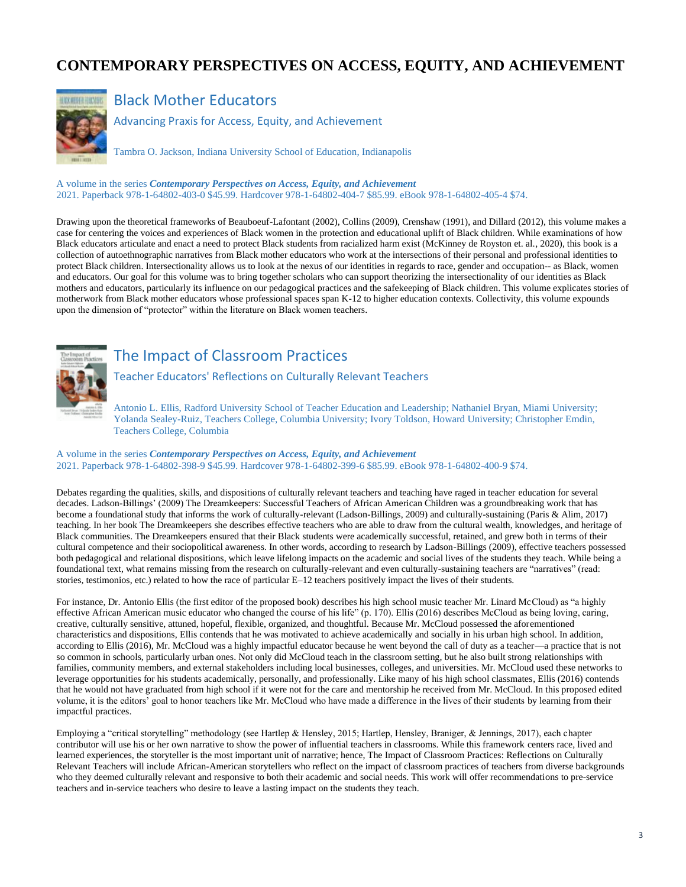# CONTEMPORARY PERSPECTIVES ON ACCESS, EQUITY, AND ACHIEVEMENT

## Black Mother Educators

### Advancing Praxis for Access, Equity, and Achievement

Tambra O. Jackson, Indiana University School of Education, Indianapolis

A volume in the series ***Contemporary Perspectives on Access, Equity, and Achievement***
2021. Paperback 978-1-64802-403-0 $45.99. Hardcover 978-1-64802-404-7 $85.99. eBook 978-1-64802-405-4 $74.

Drawing upon the theoretical frameworks of Beauboeuf-Lafontant (2002), Collins (2009), Crenshaw (1991), and Dillard (2012), this volume makes a case for centering the voices and experiences of Black women in the protection and educational uplift of Black children. While examinations of how Black educators articulate and enact a need to protect Black students from racialized harm exist (McKinney de Royston et. al., 2020), this book is a collection of autoethnographic narratives from Black mother educators who work at the intersections of their personal and professional identities to protect Black children. Intersectionality allows us to look at the nexus of our identities in regards to race, gender and occupation-- as Black, women and educators. Our goal for this volume was to bring together scholars who can support theorizing the intersectionality of our identities as Black mothers and educators, particularly its influence on our pedagogical practices and the safekeeping of Black children. This volume explicates stories of motherwork from Black mother educators whose professional spaces span K-12 to higher education contexts. Collectivity, this volume expounds upon the dimension of "protector" within the literature on Black women teachers.

## The Impact of Classroom Practices

### Teacher Educators' Reflections on Culturally Relevant Teachers

Antonio L. Ellis, Radford University School of Teacher Education and Leadership; Nathaniel Bryan, Miami University; Yolanda Sealey-Ruiz, Teachers College, Columbia University; Ivory Toldson, Howard University; Christopher Emdin, Teachers College, Columbia

A volume in the series ***Contemporary Perspectives on Access, Equity, and Achievement***
2021. Paperback 978-1-64802-398-9 $45.99. Hardcover 978-1-64802-399-6 $85.99. eBook 978-1-64802-400-9 $74.

Debates regarding the qualities, skills, and dispositions of culturally relevant teachers and teaching have raged in teacher education for several decades. Ladson-Billings' (2009) The Dreamkeepers: Successful Teachers of African American Children was a groundbreaking work that has become a foundational study that informs the work of culturally-relevant (Ladson-Billings, 2009) and culturally-sustaining (Paris & Alim, 2017) teaching. In her book The Dreamkeepers she describes effective teachers who are able to draw from the cultural wealth, knowledges, and heritage of Black communities. The Dreamkeepers ensured that their Black students were academically successful, retained, and grew both in terms of their cultural competence and their sociopolitical awareness. In other words, according to research by Ladson-Billings (2009), effective teachers possessed both pedagogical and relational dispositions, which leave lifelong impacts on the academic and social lives of the students they teach. While being a foundational text, what remains missing from the research on culturally-relevant and even culturally-sustaining teachers are "narratives" (read: stories, testimonios, etc.) related to how the race of particular E–12 teachers positively impact the lives of their students.

For instance, Dr. Antonio Ellis (the first editor of the proposed book) describes his high school music teacher Mr. Linard McCloud) as "a highly effective African American music educator who changed the course of his life" (p. 170). Ellis (2016) describes McCloud as being loving, caring, creative, culturally sensitive, attuned, hopeful, flexible, organized, and thoughtful. Because Mr. McCloud possessed the aforementioned characteristics and dispositions, Ellis contends that he was motivated to achieve academically and socially in his urban high school. In addition, according to Ellis (2016), Mr. McCloud was a highly impactful educator because he went beyond the call of duty as a teacher—a practice that is not so common in schools, particularly urban ones. Not only did McCloud teach in the classroom setting, but he also built strong relationships with families, community members, and external stakeholders including local businesses, colleges, and universities. Mr. McCloud used these networks to leverage opportunities for his students academically, personally, and professionally. Like many of his high school classmates, Ellis (2016) contends that he would not have graduated from high school if it were not for the care and mentorship he received from Mr. McCloud. In this proposed edited volume, it is the editors' goal to honor teachers like Mr. McCloud who have made a difference in the lives of their students by learning from their impactful practices.

Employing a "critical storytelling" methodology (see Hartlep & Hensley, 2015; Hartlep, Hensley, Braniger, & Jennings, 2017), each chapter contributor will use his or her own narrative to show the power of influential teachers in classrooms. While this framework centers race, lived and learned experiences, the storyteller is the most important unit of narrative; hence, The Impact of Classroom Practices: Reflections on Culturally Relevant Teachers will include African-American storytellers who reflect on the impact of classroom practices of teachers from diverse backgrounds who they deemed culturally relevant and responsive to both their academic and social needs. This work will offer recommendations to pre-service teachers and in-service teachers who desire to leave a lasting impact on the students they teach.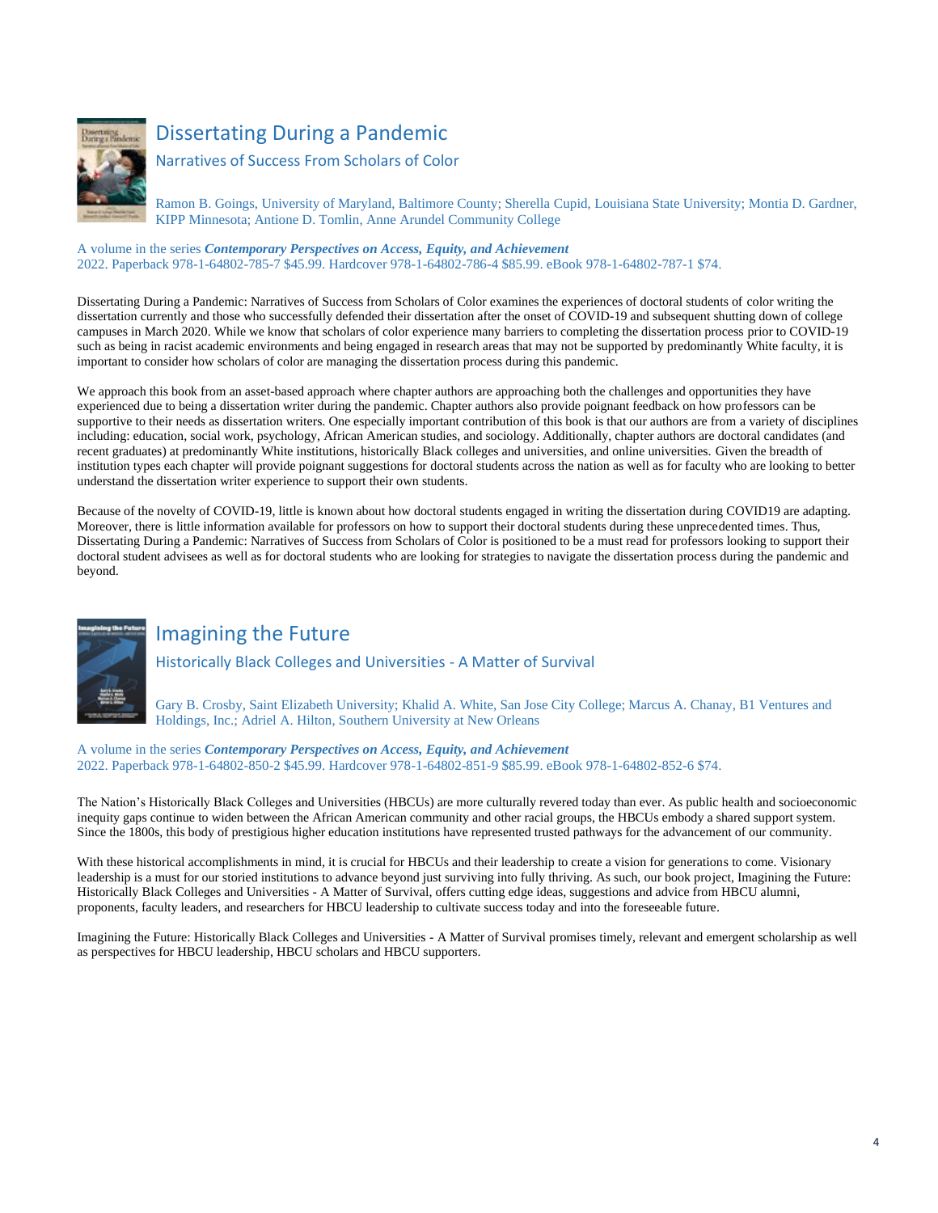## Dissertating During a Pandemic

### Narratives of Success From Scholars of Color

Ramon B. Goings, University of Maryland, Baltimore County; Sherella Cupid, Louisiana State University; Montia D. Gardner, KIPP Minnesota; Antione D. Tomlin, Anne Arundel Community College

A volume in the series ***Contemporary Perspectives on Access, Equity, and Achievement***
2022. Paperback 978-1-64802-785-7 $45.99. Hardcover 978-1-64802-786-4 $85.99. eBook 978-1-64802-787-1 $74.

Dissertating During a Pandemic: Narratives of Success from Scholars of Color examines the experiences of doctoral students of color writing the dissertation currently and those who successfully defended their dissertation after the onset of COVID-19 and subsequent shutting down of college campuses in March 2020. While we know that scholars of color experience many barriers to completing the dissertation process prior to COVID-19 such as being in racist academic environments and being engaged in research areas that may not be supported by predominantly White faculty, it is important to consider how scholars of color are managing the dissertation process during this pandemic.

We approach this book from an asset-based approach where chapter authors are approaching both the challenges and opportunities they have experienced due to being a dissertation writer during the pandemic. Chapter authors also provide poignant feedback on how professors can be supportive to their needs as dissertation writers. One especially important contribution of this book is that our authors are from a variety of disciplines including: education, social work, psychology, African American studies, and sociology. Additionally, chapter authors are doctoral candidates (and recent graduates) at predominantly White institutions, historically Black colleges and universities, and online universities. Given the breadth of institution types each chapter will provide poignant suggestions for doctoral students across the nation as well as for faculty who are looking to better understand the dissertation writer experience to support their own students.

Because of the novelty of COVID-19, little is known about how doctoral students engaged in writing the dissertation during COVID19 are adapting. Moreover, there is little information available for professors on how to support their doctoral students during these unprecedented times. Thus, Dissertating During a Pandemic: Narratives of Success from Scholars of Color is positioned to be a must read for professors looking to support their doctoral student advisees as well as for doctoral students who are looking for strategies to navigate the dissertation process during the pandemic and beyond.

## Imagining the Future

### Historically Black Colleges and Universities - A Matter of Survival

Gary B. Crosby, Saint Elizabeth University; Khalid A. White, San Jose City College; Marcus A. Chanay, B1 Ventures and Holdings, Inc.; Adriel A. Hilton, Southern University at New Orleans

A volume in the series ***Contemporary Perspectives on Access, Equity, and Achievement***
2022. Paperback 978-1-64802-850-2 $45.99. Hardcover 978-1-64802-851-9 $85.99. eBook 978-1-64802-852-6 $74.

The Nation's Historically Black Colleges and Universities (HBCUs) are more culturally revered today than ever. As public health and socioeconomic inequity gaps continue to widen between the African American community and other racial groups, the HBCUs embody a shared support system. Since the 1800s, this body of prestigious higher education institutions have represented trusted pathways for the advancement of our community.

With these historical accomplishments in mind, it is crucial for HBCUs and their leadership to create a vision for generations to come. Visionary leadership is a must for our storied institutions to advance beyond just surviving into fully thriving. As such, our book project, Imagining the Future: Historically Black Colleges and Universities - A Matter of Survival, offers cutting edge ideas, suggestions and advice from HBCU alumni, proponents, faculty leaders, and researchers for HBCU leadership to cultivate success today and into the foreseeable future.

Imagining the Future: Historically Black Colleges and Universities - A Matter of Survival promises timely, relevant and emergent scholarship as well as perspectives for HBCU leadership, HBCU scholars and HBCU supporters.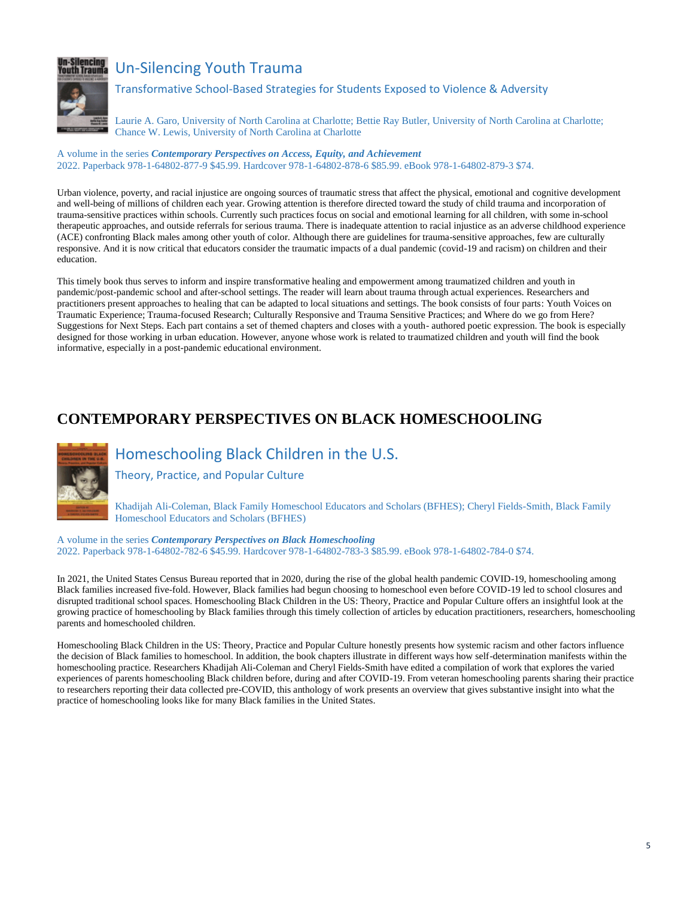## Un-Silencing Youth Trauma

### Transformative School-Based Strategies for Students Exposed to Violence & Adversity

Laurie A. Garo, University of North Carolina at Charlotte; Bettie Ray Butler, University of North Carolina at Charlotte; Chance W. Lewis, University of North Carolina at Charlotte

A volume in the series ***Contemporary Perspectives on Access, Equity, and Achievement***
2022. Paperback 978-1-64802-877-9 $45.99. Hardcover 978-1-64802-878-6 $85.99. eBook 978-1-64802-879-3 $74.

Urban violence, poverty, and racial injustice are ongoing sources of traumatic stress that affect the physical, emotional and cognitive development and well-being of millions of children each year. Growing attention is therefore directed toward the study of child trauma and incorporation of trauma-sensitive practices within schools. Currently such practices focus on social and emotional learning for all children, with some in-school therapeutic approaches, and outside referrals for serious trauma. There is inadequate attention to racial injustice as an adverse childhood experience (ACE) confronting Black males among other youth of color. Although there are guidelines for trauma-sensitive approaches, few are culturally responsive. And it is now critical that educators consider the traumatic impacts of a dual pandemic (covid-19 and racism) on children and their education.

This timely book thus serves to inform and inspire transformative healing and empowerment among traumatized children and youth in pandemic/post-pandemic school and after-school settings. The reader will learn about trauma through actual experiences. Researchers and practitioners present approaches to healing that can be adapted to local situations and settings. The book consists of four parts: Youth Voices on Traumatic Experience; Trauma-focused Research; Culturally Responsive and Trauma Sensitive Practices; and Where do we go from Here? Suggestions for Next Steps. Each part contains a set of themed chapters and closes with a youth- authored poetic expression. The book is especially designed for those working in urban education. However, anyone whose work is related to traumatized children and youth will find the book informative, especially in a post-pandemic educational environment.

# CONTEMPORARY PERSPECTIVES ON BLACK HOMESCHOOLING

## Homeschooling Black Children in the U.S.

### Theory, Practice, and Popular Culture

Khadijah Ali-Coleman, Black Family Homeschool Educators and Scholars (BFHES); Cheryl Fields-Smith, Black Family Homeschool Educators and Scholars (BFHES)

A volume in the series ***Contemporary Perspectives on Black Homeschooling***
2022. Paperback 978-1-64802-782-6 $45.99. Hardcover 978-1-64802-783-3 $85.99. eBook 978-1-64802-784-0 $74.

In 2021, the United States Census Bureau reported that in 2020, during the rise of the global health pandemic COVID-19, homeschooling among Black families increased five-fold. However, Black families had begun choosing to homeschool even before COVID-19 led to school closures and disrupted traditional school spaces. Homeschooling Black Children in the US: Theory, Practice and Popular Culture offers an insightful look at the growing practice of homeschooling by Black families through this timely collection of articles by education practitioners, researchers, homeschooling parents and homeschooled children.

Homeschooling Black Children in the US: Theory, Practice and Popular Culture honestly presents how systemic racism and other factors influence the decision of Black families to homeschool. In addition, the book chapters illustrate in different ways how self-determination manifests within the homeschooling practice. Researchers Khadijah Ali-Coleman and Cheryl Fields-Smith have edited a compilation of work that explores the varied experiences of parents homeschooling Black children before, during and after COVID-19. From veteran homeschooling parents sharing their practice to researchers reporting their data collected pre-COVID, this anthology of work presents an overview that gives substantive insight into what the practice of homeschooling looks like for many Black families in the United States.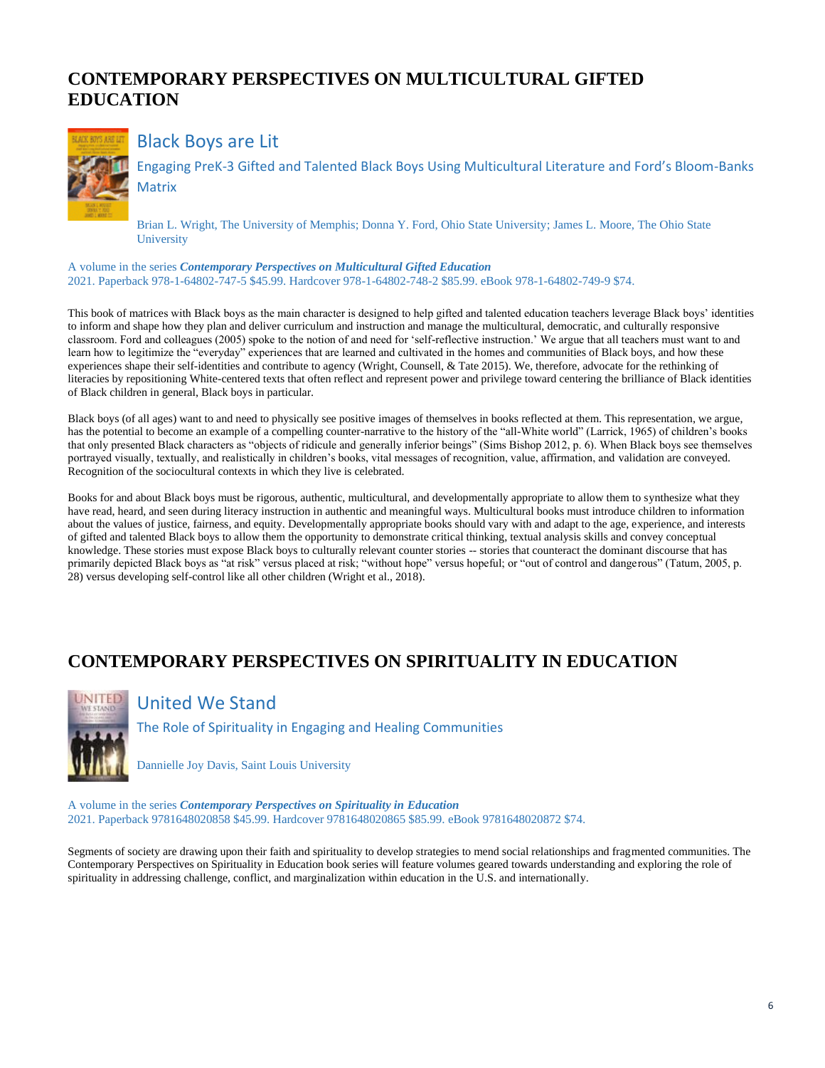## CONTEMPORARY PERSPECTIVES ON MULTICULTURAL GIFTED EDUCATION

### Black Boys are Lit

Engaging PreK-3 Gifted and Talented Black Boys Using Multicultural Literature and Ford's Bloom-Banks Matrix

Brian L. Wright, The University of Memphis; Donna Y. Ford, Ohio State University; James L. Moore, The Ohio State University

A volume in the series ***Contemporary Perspectives on Multicultural Gifted Education***
2021. Paperback 978-1-64802-747-5 $45.99. Hardcover 978-1-64802-748-2 $85.99. eBook 978-1-64802-749-9 $74.

This book of matrices with Black boys as the main character is designed to help gifted and talented education teachers leverage Black boys' identities to inform and shape how they plan and deliver curriculum and instruction and manage the multicultural, democratic, and culturally responsive classroom. Ford and colleagues (2005) spoke to the notion of and need for 'self-reflective instruction.' We argue that all teachers must want to and learn how to legitimize the "everyday" experiences that are learned and cultivated in the homes and communities of Black boys, and how these experiences shape their self-identities and contribute to agency (Wright, Counsell, & Tate 2015). We, therefore, advocate for the rethinking of literacies by repositioning White-centered texts that often reflect and represent power and privilege toward centering the brilliance of Black identities of Black children in general, Black boys in particular.

Black boys (of all ages) want to and need to physically see positive images of themselves in books reflected at them. This representation, we argue, has the potential to become an example of a compelling counter-narrative to the history of the "all-White world" (Larrick, 1965) of children's books that only presented Black characters as "objects of ridicule and generally inferior beings" (Sims Bishop 2012, p. 6). When Black boys see themselves portrayed visually, textually, and realistically in children's books, vital messages of recognition, value, affirmation, and validation are conveyed. Recognition of the sociocultural contexts in which they live is celebrated.

Books for and about Black boys must be rigorous, authentic, multicultural, and developmentally appropriate to allow them to synthesize what they have read, heard, and seen during literacy instruction in authentic and meaningful ways. Multicultural books must introduce children to information about the values of justice, fairness, and equity. Developmentally appropriate books should vary with and adapt to the age, experience, and interests of gifted and talented Black boys to allow them the opportunity to demonstrate critical thinking, textual analysis skills and convey conceptual knowledge. These stories must expose Black boys to culturally relevant counter stories -- stories that counteract the dominant discourse that has primarily depicted Black boys as "at risk" versus placed at risk; "without hope" versus hopeful; or "out of control and dangerous" (Tatum, 2005, p. 28) versus developing self-control like all other children (Wright et al., 2018).

## CONTEMPORARY PERSPECTIVES ON SPIRITUALITY IN EDUCATION

### United We Stand

The Role of Spirituality in Engaging and Healing Communities

Dannielle Joy Davis, Saint Louis University

A volume in the series ***Contemporary Perspectives on Spirituality in Education***
2021. Paperback 9781648020858 $45.99. Hardcover 9781648020865 $85.99. eBook 9781648020872 $74.

Segments of society are drawing upon their faith and spirituality to develop strategies to mend social relationships and fragmented communities. The Contemporary Perspectives on Spirituality in Education book series will feature volumes geared towards understanding and exploring the role of spirituality in addressing challenge, conflict, and marginalization within education in the U.S. and internationally.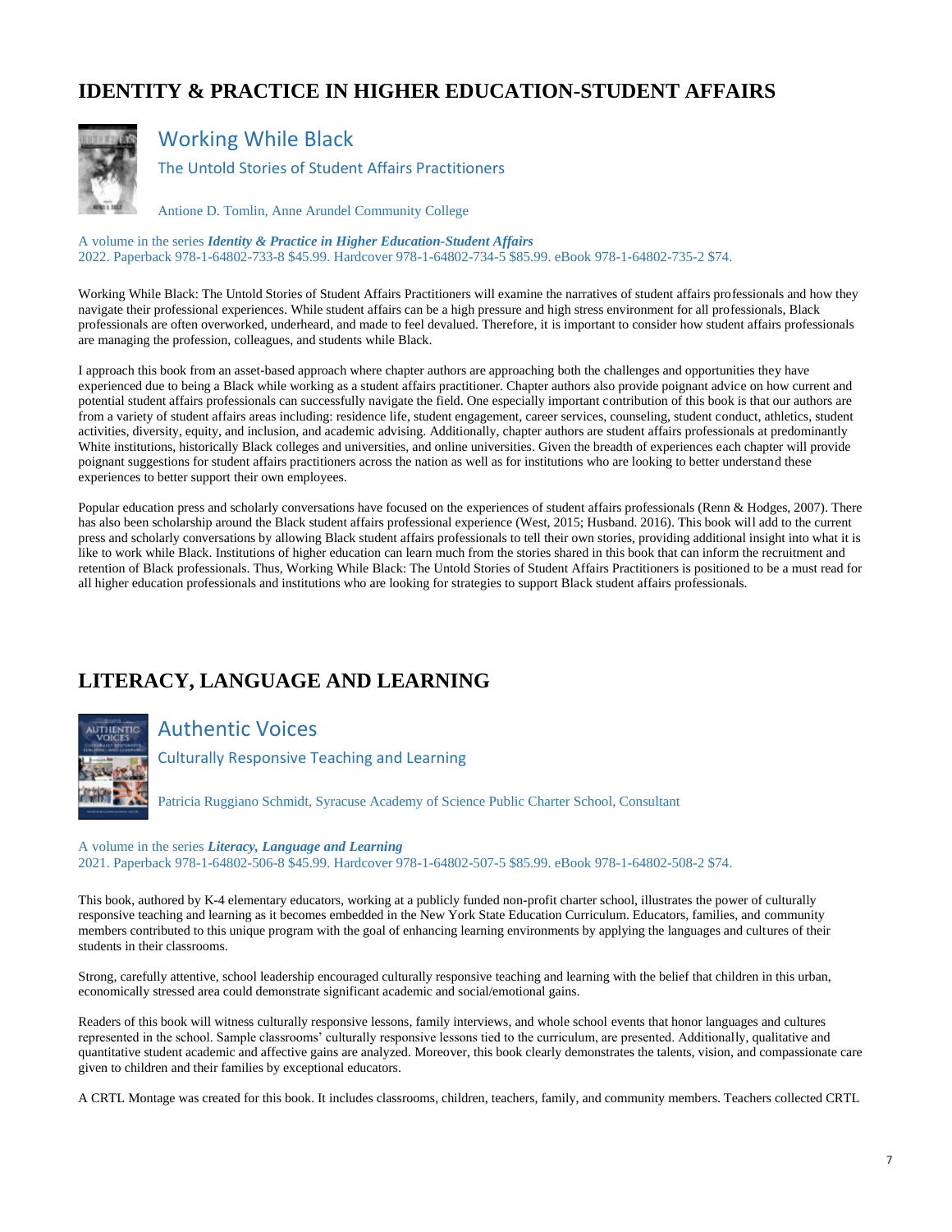# IDENTITY & PRACTICE IN HIGHER EDUCATION-STUDENT AFFAIRS

## Working While Black

### The Untold Stories of Student Affairs Practitioners

Antione D. Tomlin, Anne Arundel Community College

A volume in the series ***Identity & Practice in Higher Education-Student Affairs***
2022. Paperback 978-1-64802-733-8 $45.99. Hardcover 978-1-64802-734-5 $85.99. eBook 978-1-64802-735-2 $74.

Working While Black: The Untold Stories of Student Affairs Practitioners will examine the narratives of student affairs professionals and how they navigate their professional experiences. While student affairs can be a high pressure and high stress environment for all professionals, Black professionals are often overworked, underheard, and made to feel devalued. Therefore, it is important to consider how student affairs professionals are managing the profession, colleagues, and students while Black.

I approach this book from an asset-based approach where chapter authors are approaching both the challenges and opportunities they have experienced due to being a Black while working as a student affairs practitioner. Chapter authors also provide poignant advice on how current and potential student affairs professionals can successfully navigate the field. One especially important contribution of this book is that our authors are from a variety of student affairs areas including: residence life, student engagement, career services, counseling, student conduct, athletics, student activities, diversity, equity, and inclusion, and academic advising. Additionally, chapter authors are student affairs professionals at predominantly White institutions, historically Black colleges and universities, and online universities. Given the breadth of experiences each chapter will provide poignant suggestions for student affairs practitioners across the nation as well as for institutions who are looking to better understand these experiences to better support their own employees.

Popular education press and scholarly conversations have focused on the experiences of student affairs professionals (Renn & Hodges, 2007). There has also been scholarship around the Black student affairs professional experience (West, 2015; Husband. 2016). This book will add to the current press and scholarly conversations by allowing Black student affairs professionals to tell their own stories, providing additional insight into what it is like to work while Black. Institutions of higher education can learn much from the stories shared in this book that can inform the recruitment and retention of Black professionals. Thus, Working While Black: The Untold Stories of Student Affairs Practitioners is positioned to be a must read for all higher education professionals and institutions who are looking for strategies to support Black student affairs professionals.

# LITERACY, LANGUAGE AND LEARNING

## Authentic Voices

### Culturally Responsive Teaching and Learning

Patricia Ruggiano Schmidt, Syracuse Academy of Science Public Charter School, Consultant

A volume in the series ***Literacy, Language and Learning***
2021. Paperback 978-1-64802-506-8 $45.99. Hardcover 978-1-64802-507-5 $85.99. eBook 978-1-64802-508-2 $74.

This book, authored by K-4 elementary educators, working at a publicly funded non-profit charter school, illustrates the power of culturally responsive teaching and learning as it becomes embedded in the New York State Education Curriculum. Educators, families, and community members contributed to this unique program with the goal of enhancing learning environments by applying the languages and cultures of their students in their classrooms.

Strong, carefully attentive, school leadership encouraged culturally responsive teaching and learning with the belief that children in this urban, economically stressed area could demonstrate significant academic and social/emotional gains.

Readers of this book will witness culturally responsive lessons, family interviews, and whole school events that honor languages and cultures represented in the school. Sample classrooms' culturally responsive lessons tied to the curriculum, are presented. Additionally, qualitative and quantitative student academic and affective gains are analyzed. Moreover, this book clearly demonstrates the talents, vision, and compassionate care given to children and their families by exceptional educators.

A CRTL Montage was created for this book. It includes classrooms, children, teachers, family, and community members. Teachers collected CRTL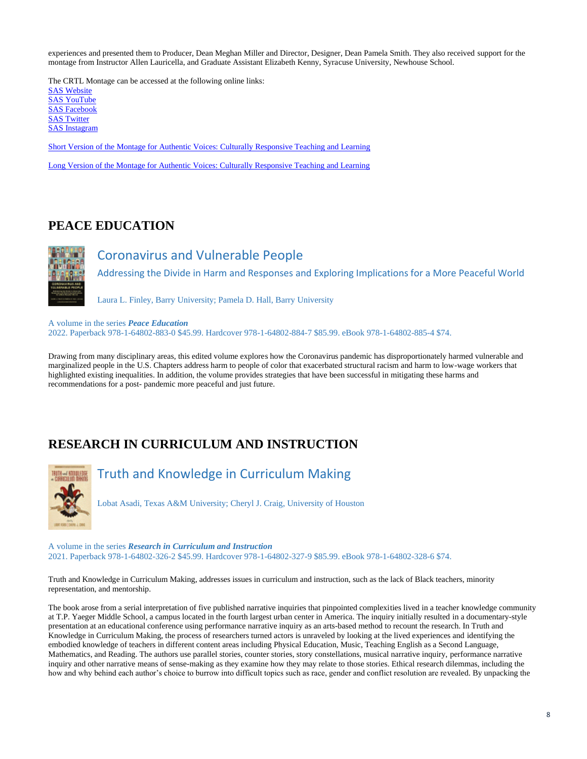experiences and presented them to Producer, Dean Meghan Miller and Director, Designer, Dean Pamela Smith. They also received support for the montage from Instructor Allen Lauricella, and Graduate Assistant Elizabeth Kenny, Syracuse University, Newhouse School.

The CRTL Montage can be accessed at the following online links:
SAS Website
SAS YouTube
SAS Facebook
SAS Twitter
SAS Instagram

Short Version of the Montage for Authentic Voices: Culturally Responsive Teaching and Learning

Long Version of the Montage for Authentic Voices: Culturally Responsive Teaching and Learning

## PEACE EDUCATION

### Coronavirus and Vulnerable People

Addressing the Divide in Harm and Responses and Exploring Implications for a More Peaceful World

Laura L. Finley, Barry University; Pamela D. Hall, Barry University

A volume in the series ***Peace Education***
2022. Paperback 978-1-64802-883-0 $45.99. Hardcover 978-1-64802-884-7 $85.99. eBook 978-1-64802-885-4 $74.

Drawing from many disciplinary areas, this edited volume explores how the Coronavirus pandemic has disproportionately harmed vulnerable and marginalized people in the U.S. Chapters address harm to people of color that exacerbated structural racism and harm to low-wage workers that highlighted existing inequalities. In addition, the volume provides strategies that have been successful in mitigating these harms and recommendations for a post- pandemic more peaceful and just future.

## RESEARCH IN CURRICULUM AND INSTRUCTION

### Truth and Knowledge in Curriculum Making

Lobat Asadi, Texas A&M University; Cheryl J. Craig, University of Houston

A volume in the series ***Research in Curriculum and Instruction***
2021. Paperback 978-1-64802-326-2 $45.99. Hardcover 978-1-64802-327-9 $85.99. eBook 978-1-64802-328-6 $74.

Truth and Knowledge in Curriculum Making, addresses issues in curriculum and instruction, such as the lack of Black teachers, minority representation, and mentorship.

The book arose from a serial interpretation of five published narrative inquiries that pinpointed complexities lived in a teacher knowledge community at T.P. Yaeger Middle School, a campus located in the fourth largest urban center in America. The inquiry initially resulted in a documentary-style presentation at an educational conference using performance narrative inquiry as an arts-based method to recount the research. In Truth and Knowledge in Curriculum Making, the process of researchers turned actors is unraveled by looking at the lived experiences and identifying the embodied knowledge of teachers in different content areas including Physical Education, Music, Teaching English as a Second Language, Mathematics, and Reading. The authors use parallel stories, counter stories, story constellations, musical narrative inquiry, performance narrative inquiry and other narrative means of sense-making as they examine how they may relate to those stories. Ethical research dilemmas, including the how and why behind each author's choice to burrow into difficult topics such as race, gender and conflict resolution are revealed. By unpacking the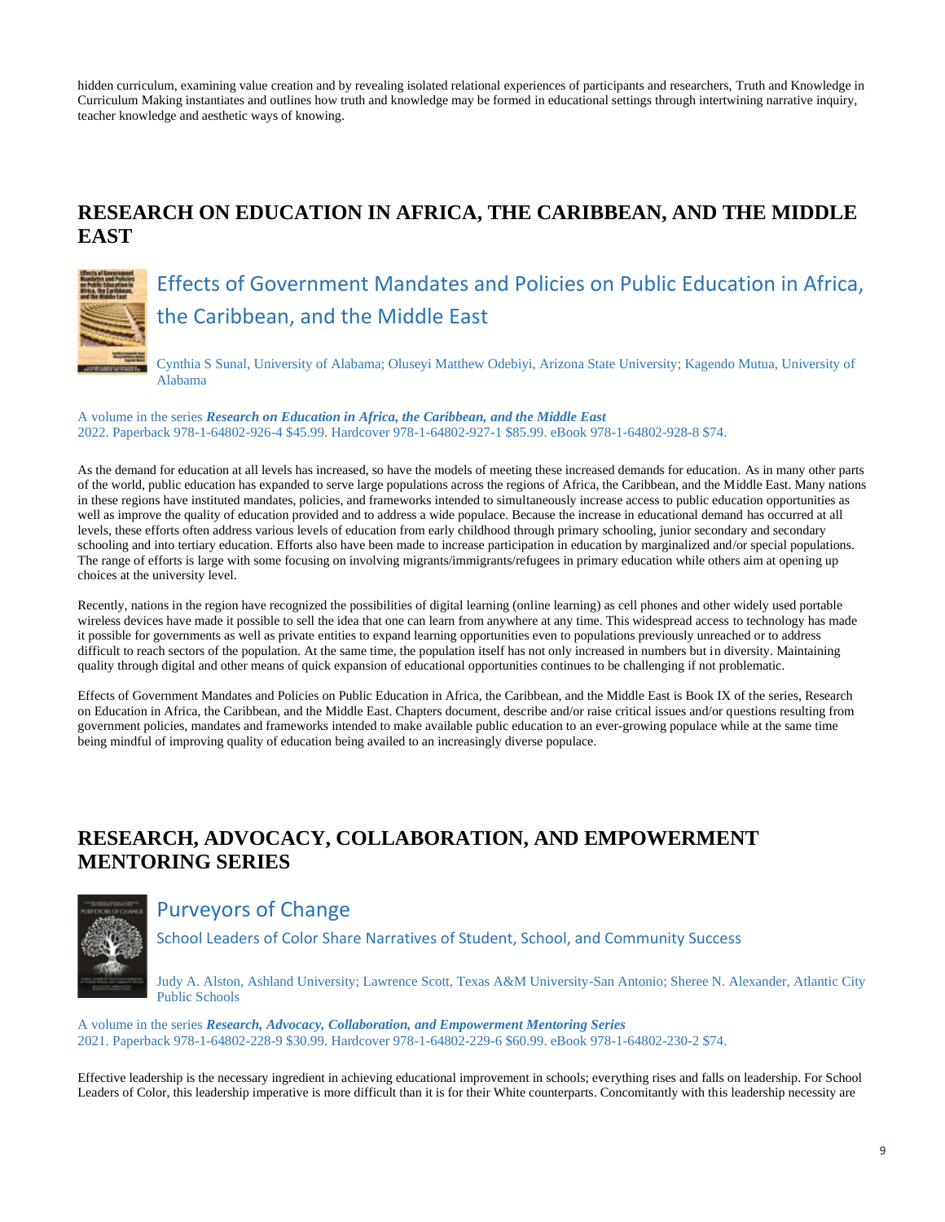hidden curriculum, examining value creation and by revealing isolated relational experiences of participants and researchers, Truth and Knowledge in Curriculum Making instantiates and outlines how truth and knowledge may be formed in educational settings through intertwining narrative inquiry, teacher knowledge and aesthetic ways of knowing.

## RESEARCH ON EDUCATION IN AFRICA, THE CARIBBEAN, AND THE MIDDLE EAST

### Effects of Government Mandates and Policies on Public Education in Africa, the Caribbean, and the Middle East

Cynthia S Sunal, University of Alabama; Oluseyi Matthew Odebiyi, Arizona State University; Kagendo Mutua, University of Alabama

A volume in the series ***Research on Education in Africa, the Caribbean, and the Middle East***
2022. Paperback 978-1-64802-926-4 $45.99. Hardcover 978-1-64802-927-1 $85.99. eBook 978-1-64802-928-8 $74.

As the demand for education at all levels has increased, so have the models of meeting these increased demands for education. As in many other parts of the world, public education has expanded to serve large populations across the regions of Africa, the Caribbean, and the Middle East. Many nations in these regions have instituted mandates, policies, and frameworks intended to simultaneously increase access to public education opportunities as well as improve the quality of education provided and to address a wide populace. Because the increase in educational demand has occurred at all levels, these efforts often address various levels of education from early childhood through primary schooling, junior secondary and secondary schooling and into tertiary education. Efforts also have been made to increase participation in education by marginalized and/or special populations. The range of efforts is large with some focusing on involving migrants/immigrants/refugees in primary education while others aim at opening up choices at the university level.

Recently, nations in the region have recognized the possibilities of digital learning (online learning) as cell phones and other widely used portable wireless devices have made it possible to sell the idea that one can learn from anywhere at any time. This widespread access to technology has made it possible for governments as well as private entities to expand learning opportunities even to populations previously unreached or to address difficult to reach sectors of the population. At the same time, the population itself has not only increased in numbers but in diversity. Maintaining quality through digital and other means of quick expansion of educational opportunities continues to be challenging if not problematic.

Effects of Government Mandates and Policies on Public Education in Africa, the Caribbean, and the Middle East is Book IX of the series, Research on Education in Africa, the Caribbean, and the Middle East. Chapters document, describe and/or raise critical issues and/or questions resulting from government policies, mandates and frameworks intended to make available public education to an ever-growing populace while at the same time being mindful of improving quality of education being availed to an increasingly diverse populace.

## RESEARCH, ADVOCACY, COLLABORATION, AND EMPOWERMENT MENTORING SERIES

### Purveyors of Change

#### School Leaders of Color Share Narratives of Student, School, and Community Success

Judy A. Alston, Ashland University; Lawrence Scott, Texas A&M University-San Antonio; Sheree N. Alexander, Atlantic City Public Schools

A volume in the series ***Research, Advocacy, Collaboration, and Empowerment Mentoring Series***
2021. Paperback 978-1-64802-228-9 $30.99. Hardcover 978-1-64802-229-6 $60.99. eBook 978-1-64802-230-2 $74.

Effective leadership is the necessary ingredient in achieving educational improvement in schools; everything rises and falls on leadership. For School Leaders of Color, this leadership imperative is more difficult than it is for their White counterparts. Concomitantly with this leadership necessity are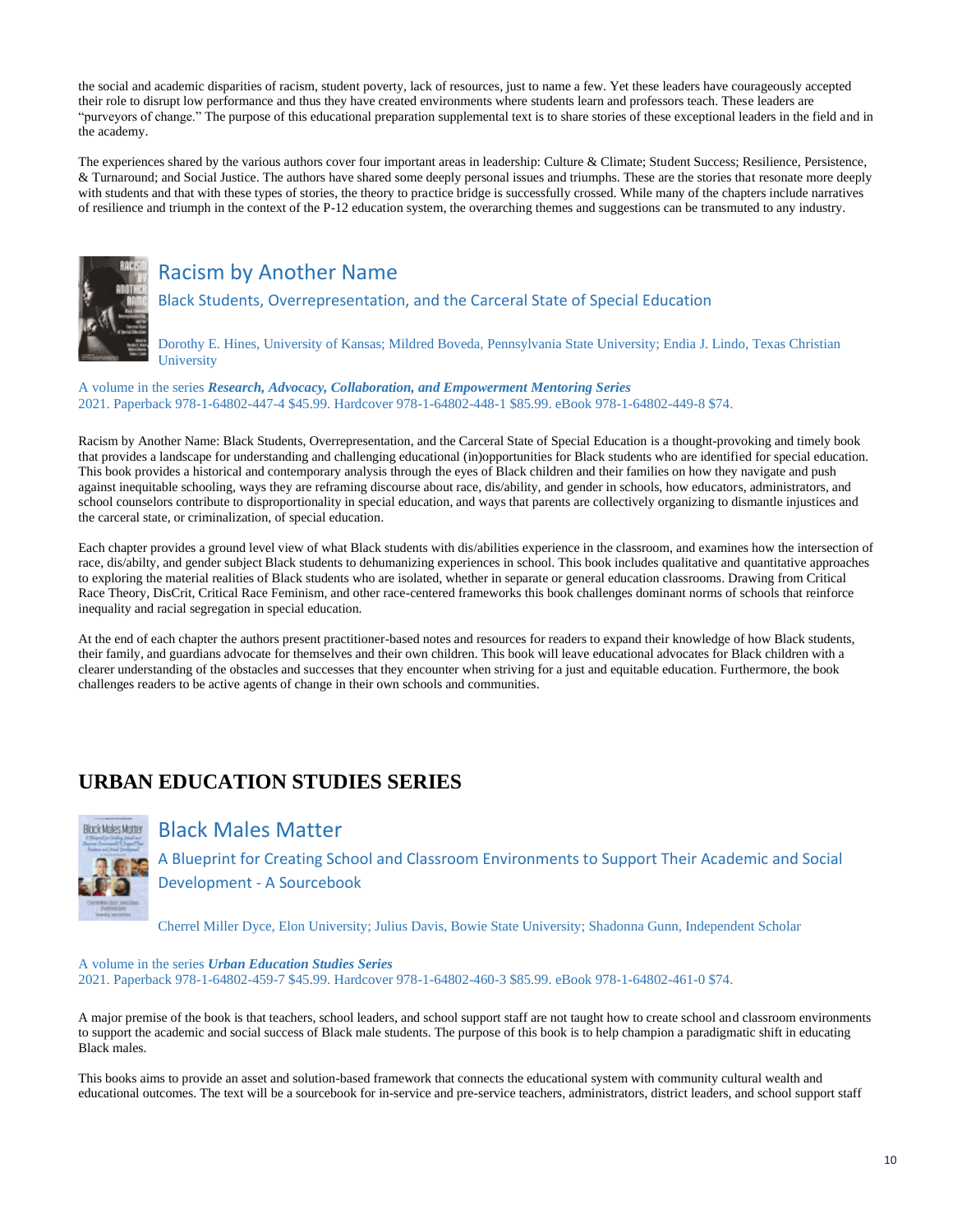the social and academic disparities of racism, student poverty, lack of resources, just to name a few. Yet these leaders have courageously accepted their role to disrupt low performance and thus they have created environments where students learn and professors teach. These leaders are "purveyors of change." The purpose of this educational preparation supplemental text is to share stories of these exceptional leaders in the field and in the academy.

The experiences shared by the various authors cover four important areas in leadership: Culture & Climate; Student Success; Resilience, Persistence, & Turnaround; and Social Justice. The authors have shared some deeply personal issues and triumphs. These are the stories that resonate more deeply with students and that with these types of stories, the theory to practice bridge is successfully crossed. While many of the chapters include narratives of resilience and triumph in the context of the P-12 education system, the overarching themes and suggestions can be transmuted to any industry.

## Racism by Another Name

### Black Students, Overrepresentation, and the Carceral State of Special Education

Dorothy E. Hines, University of Kansas; Mildred Boveda, Pennsylvania State University; Endia J. Lindo, Texas Christian University

A volume in the series ***Research, Advocacy, Collaboration, and Empowerment Mentoring Series***
2021. Paperback 978-1-64802-447-4 $45.99. Hardcover 978-1-64802-448-1 $85.99. eBook 978-1-64802-449-8 $74.

Racism by Another Name: Black Students, Overrepresentation, and the Carceral State of Special Education is a thought-provoking and timely book that provides a landscape for understanding and challenging educational (in)opportunities for Black students who are identified for special education. This book provides a historical and contemporary analysis through the eyes of Black children and their families on how they navigate and push against inequitable schooling, ways they are reframing discourse about race, dis/ability, and gender in schools, how educators, administrators, and school counselors contribute to disproportionality in special education, and ways that parents are collectively organizing to dismantle injustices and the carceral state, or criminalization, of special education.

Each chapter provides a ground level view of what Black students with dis/abilities experience in the classroom, and examines how the intersection of race, dis/abilty, and gender subject Black students to dehumanizing experiences in school. This book includes qualitative and quantitative approaches to exploring the material realities of Black students who are isolated, whether in separate or general education classrooms. Drawing from Critical Race Theory, DisCrit, Critical Race Feminism, and other race-centered frameworks this book challenges dominant norms of schools that reinforce inequality and racial segregation in special education.

At the end of each chapter the authors present practitioner-based notes and resources for readers to expand their knowledge of how Black students, their family, and guardians advocate for themselves and their own children. This book will leave educational advocates for Black children with a clearer understanding of the obstacles and successes that they encounter when striving for a just and equitable education. Furthermore, the book challenges readers to be active agents of change in their own schools and communities.

# URBAN EDUCATION STUDIES SERIES

## Black Males Matter

### A Blueprint for Creating School and Classroom Environments to Support Their Academic and Social Development - A Sourcebook

Cherrel Miller Dyce, Elon University; Julius Davis, Bowie State University; Shadonna Gunn, Independent Scholar

A volume in the series ***Urban Education Studies Series***
2021. Paperback 978-1-64802-459-7 $45.99. Hardcover 978-1-64802-460-3 $85.99. eBook 978-1-64802-461-0 $74.

A major premise of the book is that teachers, school leaders, and school support staff are not taught how to create school and classroom environments to support the academic and social success of Black male students. The purpose of this book is to help champion a paradigmatic shift in educating Black males.

This books aims to provide an asset and solution-based framework that connects the educational system with community cultural wealth and educational outcomes. The text will be a sourcebook for in-service and pre-service teachers, administrators, district leaders, and school support staff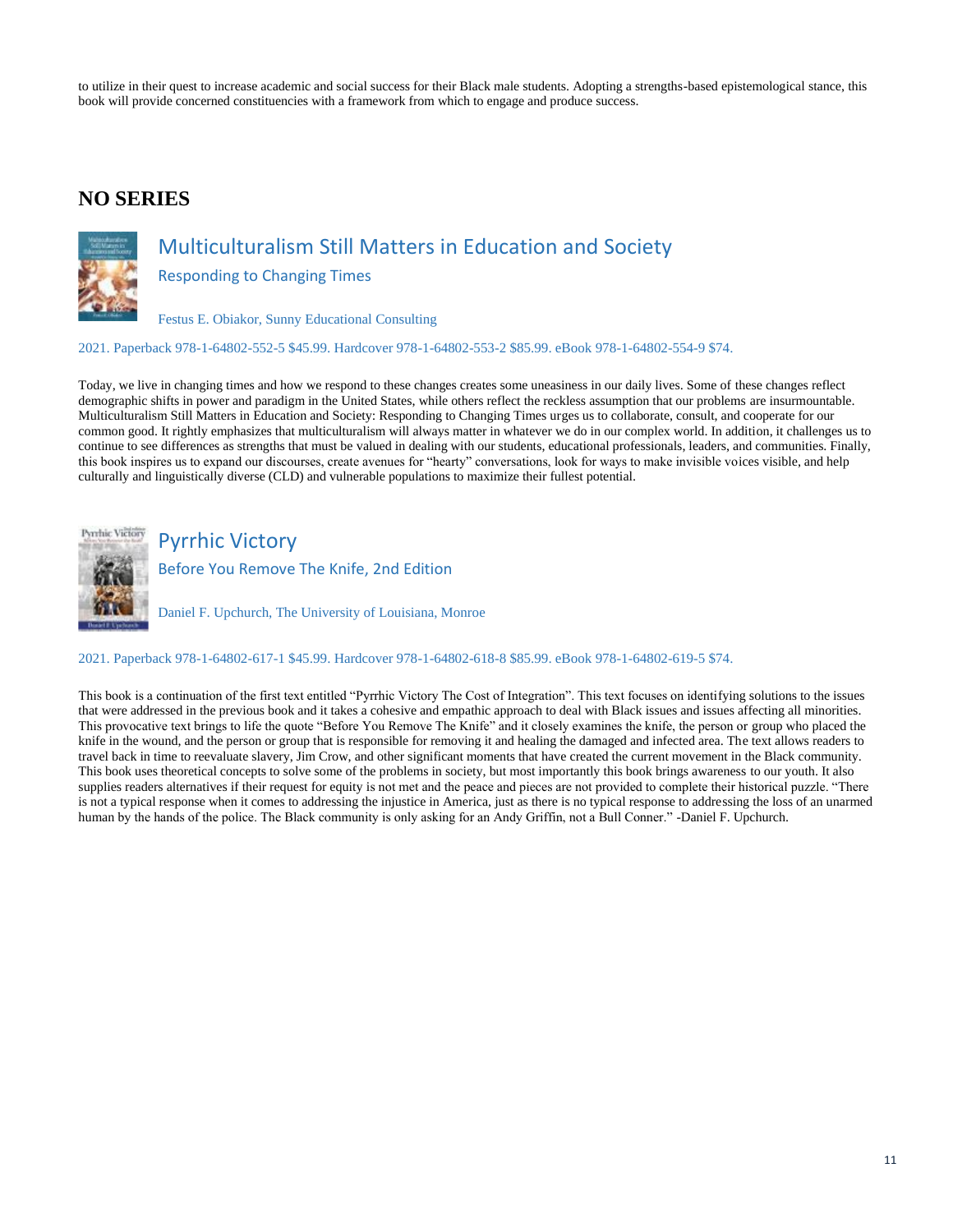to utilize in their quest to increase academic and social success for their Black male students. Adopting a strengths-based epistemological stance, this book will provide concerned constituencies with a framework from which to engage and produce success.

## NO SERIES

### Multiculturalism Still Matters in Education and Society

Responding to Changing Times

Festus E. Obiakor, Sunny Educational Consulting

2021. Paperback 978-1-64802-552-5 $45.99. Hardcover 978-1-64802-553-2 $85.99. eBook 978-1-64802-554-9 $74.

Today, we live in changing times and how we respond to these changes creates some uneasiness in our daily lives. Some of these changes reflect demographic shifts in power and paradigm in the United States, while others reflect the reckless assumption that our problems are insurmountable. Multiculturalism Still Matters in Education and Society: Responding to Changing Times urges us to collaborate, consult, and cooperate for our common good. It rightly emphasizes that multiculturalism will always matter in whatever we do in our complex world. In addition, it challenges us to continue to see differences as strengths that must be valued in dealing with our students, educational professionals, leaders, and communities. Finally, this book inspires us to expand our discourses, create avenues for "hearty" conversations, look for ways to make invisible voices visible, and help culturally and linguistically diverse (CLD) and vulnerable populations to maximize their fullest potential.

### Pyrrhic Victory

Before You Remove The Knife, 2nd Edition

Daniel F. Upchurch, The University of Louisiana, Monroe

2021. Paperback 978-1-64802-617-1 $45.99. Hardcover 978-1-64802-618-8 $85.99. eBook 978-1-64802-619-5 $74.

This book is a continuation of the first text entitled "Pyrrhic Victory The Cost of Integration". This text focuses on identifying solutions to the issues that were addressed in the previous book and it takes a cohesive and empathic approach to deal with Black issues and issues affecting all minorities. This provocative text brings to life the quote "Before You Remove The Knife" and it closely examines the knife, the person or group who placed the knife in the wound, and the person or group that is responsible for removing it and healing the damaged and infected area. The text allows readers to travel back in time to reevaluate slavery, Jim Crow, and other significant moments that have created the current movement in the Black community. This book uses theoretical concepts to solve some of the problems in society, but most importantly this book brings awareness to our youth. It also supplies readers alternatives if their request for equity is not met and the peace and pieces are not provided to complete their historical puzzle. "There is not a typical response when it comes to addressing the injustice in America, just as there is no typical response to addressing the loss of an unarmed human by the hands of the police. The Black community is only asking for an Andy Griffin, not a Bull Conner." -Daniel F. Upchurch.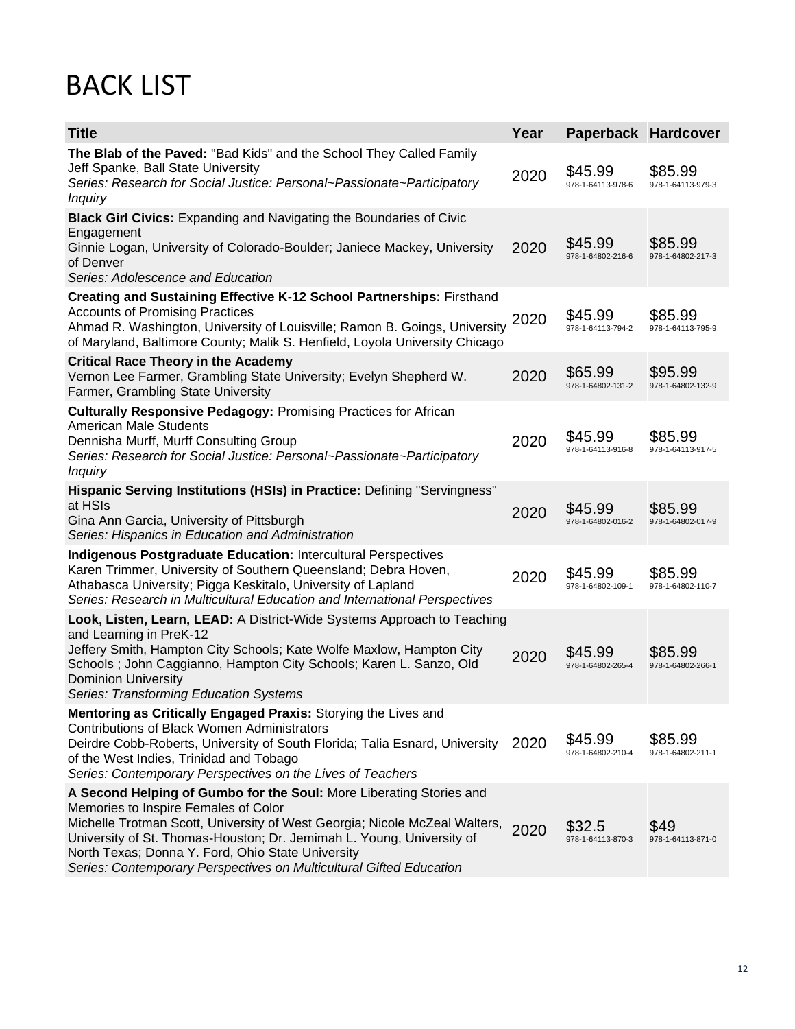# BACK LIST

| Title | Year | Paperback | Hardcover |
|---|---|---|---|
| **The Blab of the Paved:** "Bad Kids" and the School They Called Family<br>Jeff Spanke, Ball State University<br>*Series: Research for Social Justice: Personal~Passionate~Participatory Inquiry* | 2020 | $45.99<br>978-1-64113-978-6 | $85.99<br>978-1-64113-979-3 |
| **Black Girl Civics:** Expanding and Navigating the Boundaries of Civic Engagement<br>Ginnie Logan, University of Colorado-Boulder; Janiece Mackey, University of Denver<br>*Series: Adolescence and Education* | 2020 | $45.99<br>978-1-64802-216-6 | $85.99<br>978-1-64802-217-3 |
| **Creating and Sustaining Effective K-12 School Partnerships:** Firsthand Accounts of Promising Practices<br>Ahmad R. Washington, University of Louisville; Ramon B. Goings, University of Maryland, Baltimore County; Malik S. Henfield, Loyola University Chicago | 2020 | $45.99<br>978-1-64113-794-2 | $85.99<br>978-1-64113-795-9 |
| **Critical Race Theory in the Academy**<br>Vernon Lee Farmer, Grambling State University; Evelyn Shepherd W. Farmer, Grambling State University | 2020 | $65.99<br>978-1-64802-131-2 | $95.99<br>978-1-64802-132-9 |
| **Culturally Responsive Pedagogy:** Promising Practices for African American Male Students<br>Dennisha Murff, Murff Consulting Group<br>*Series: Research for Social Justice: Personal~Passionate~Participatory Inquiry* | 2020 | $45.99<br>978-1-64113-916-8 | $85.99<br>978-1-64113-917-5 |
| **Hispanic Serving Institutions (HSIs) in Practice:** Defining "Servingness" at HSIs<br>Gina Ann Garcia, University of Pittsburgh<br>*Series: Hispanics in Education and Administration* | 2020 | $45.99<br>978-1-64802-016-2 | $85.99<br>978-1-64802-017-9 |
| **Indigenous Postgraduate Education:** Intercultural Perspectives<br>Karen Trimmer, University of Southern Queensland; Debra Hoven, Athabasca University; Pigga Keskitalo, University of Lapland<br>*Series: Research in Multicultural Education and International Perspectives* | 2020 | $45.99<br>978-1-64802-109-1 | $85.99<br>978-1-64802-110-7 |
| **Look, Listen, Learn, LEAD:** A District-Wide Systems Approach to Teaching and Learning in PreK-12<br>Jeffery Smith, Hampton City Schools; Kate Wolfe Maxlow, Hampton City Schools ; John Caggianno, Hampton City Schools; Karen L. Sanzo, Old Dominion University<br>*Series: Transforming Education Systems* | 2020 | $45.99<br>978-1-64802-265-4 | $85.99<br>978-1-64802-266-1 |
| **Mentoring as Critically Engaged Praxis:** Storying the Lives and Contributions of Black Women Administrators<br>Deirdre Cobb-Roberts, University of South Florida; Talia Esnard, University of the West Indies, Trinidad and Tobago<br>*Series: Contemporary Perspectives on the Lives of Teachers* | 2020 | $45.99<br>978-1-64802-210-4 | $85.99<br>978-1-64802-211-1 |
| **A Second Helping of Gumbo for the Soul:** More Liberating Stories and Memories to Inspire Females of Color<br>Michelle Trotman Scott, University of West Georgia; Nicole McZeal Walters, University of St. Thomas-Houston; Dr. Jemimah L. Young, University of North Texas; Donna Y. Ford, Ohio State University<br>*Series: Contemporary Perspectives on Multicultural Gifted Education* | 2020 | $32.5<br>978-1-64113-870-3 | $49<br>978-1-64113-871-0 |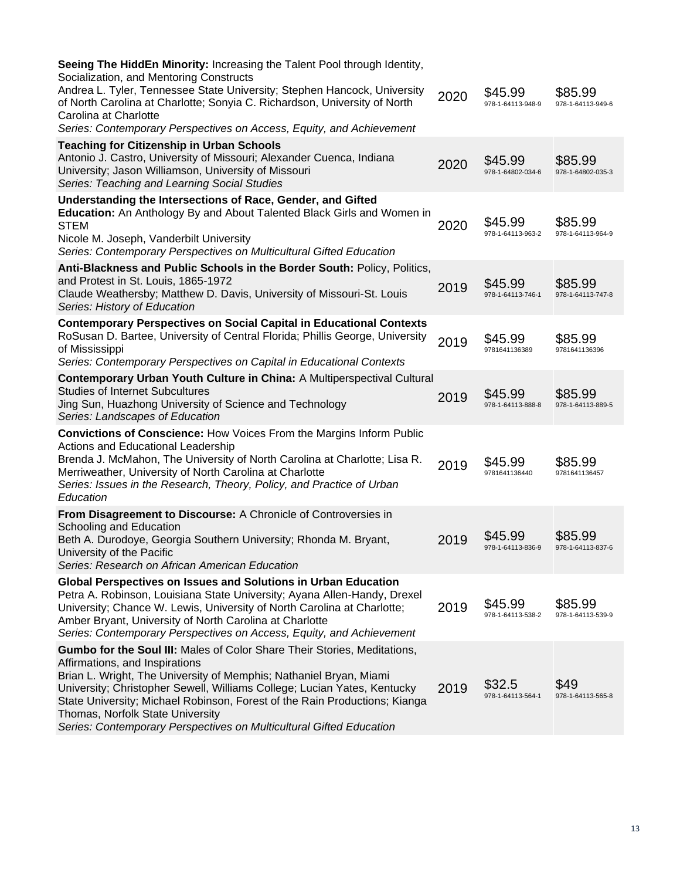| Title / Authors / Series | Year | Paperback | Hardcover |
|---|---|---|---|
| **Seeing The HiddEn Minority:** Increasing the Talent Pool through Identity, Socialization, and Mentoring Constructs<br>Andrea L. Tyler, Tennessee State University; Stephen Hancock, University of North Carolina at Charlotte; Sonyia C. Richardson, University of North Carolina at Charlotte<br>*Series: Contemporary Perspectives on Access, Equity, and Achievement* | 2020 | $45.99<br>978-1-64113-948-9 | $85.99<br>978-1-64113-949-6 |
| **Teaching for Citizenship in Urban Schools**<br>Antonio J. Castro, University of Missouri; Alexander Cuenca, Indiana University; Jason Williamson, University of Missouri<br>*Series: Teaching and Learning Social Studies* | 2020 | $45.99<br>978-1-64802-034-6 | $85.99<br>978-1-64802-035-3 |
| **Understanding the Intersections of Race, Gender, and Gifted Education:** An Anthology By and About Talented Black Girls and Women in STEM<br>Nicole M. Joseph, Vanderbilt University<br>*Series: Contemporary Perspectives on Multicultural Gifted Education* | 2020 | $45.99<br>978-1-64113-963-2 | $85.99<br>978-1-64113-964-9 |
| **Anti-Blackness and Public Schools in the Border South:** Policy, Politics, and Protest in St. Louis, 1865-1972<br>Claude Weathersby; Matthew D. Davis, University of Missouri-St. Louis<br>*Series: History of Education* | 2019 | $45.99<br>978-1-64113-746-1 | $85.99<br>978-1-64113-747-8 |
| **Contemporary Perspectives on Social Capital in Educational Contexts**<br>RoSusan D. Bartee, University of Central Florida; Phillis George, University of Mississippi<br>*Series: Contemporary Perspectives on Capital in Educational Contexts* | 2019 | $45.99<br>9781641136389 | $85.99<br>9781641136396 |
| **Contemporary Urban Youth Culture in China:** A Multiperspectival Cultural Studies of Internet Subcultures<br>Jing Sun, Huazhong University of Science and Technology<br>*Series: Landscapes of Education* | 2019 | $45.99<br>978-1-64113-888-8 | $85.99<br>978-1-64113-889-5 |
| **Convictions of Conscience:** How Voices From the Margins Inform Public Actions and Educational Leadership<br>Brenda J. McMahon, The University of North Carolina at Charlotte; Lisa R. Merriweather, University of North Carolina at Charlotte<br>*Series: Issues in the Research, Theory, Policy, and Practice of Urban Education* | 2019 | $45.99<br>9781641136440 | $85.99<br>9781641136457 |
| **From Disagreement to Discourse:** A Chronicle of Controversies in Schooling and Education<br>Beth A. Durodoye, Georgia Southern University; Rhonda M. Bryant, University of the Pacific<br>*Series: Research on African American Education* | 2019 | $45.99<br>978-1-64113-836-9 | $85.99<br>978-1-64113-837-6 |
| **Global Perspectives on Issues and Solutions in Urban Education**<br>Petra A. Robinson, Louisiana State University; Ayana Allen-Handy, Drexel University; Chance W. Lewis, University of North Carolina at Charlotte; Amber Bryant, University of North Carolina at Charlotte<br>*Series: Contemporary Perspectives on Access, Equity, and Achievement* | 2019 | $45.99<br>978-1-64113-538-2 | $85.99<br>978-1-64113-539-9 |
| **Gumbo for the Soul III:** Males of Color Share Their Stories, Meditations, Affirmations, and Inspirations<br>Brian L. Wright, The University of Memphis; Nathaniel Bryan, Miami University; Christopher Sewell, Williams College; Lucian Yates, Kentucky State University; Michael Robinson, Forest of the Rain Productions; Kianga Thomas, Norfolk State University<br>*Series: Contemporary Perspectives on Multicultural Gifted Education* | 2019 | $32.5<br>978-1-64113-564-1 | $49<br>978-1-64113-565-8 |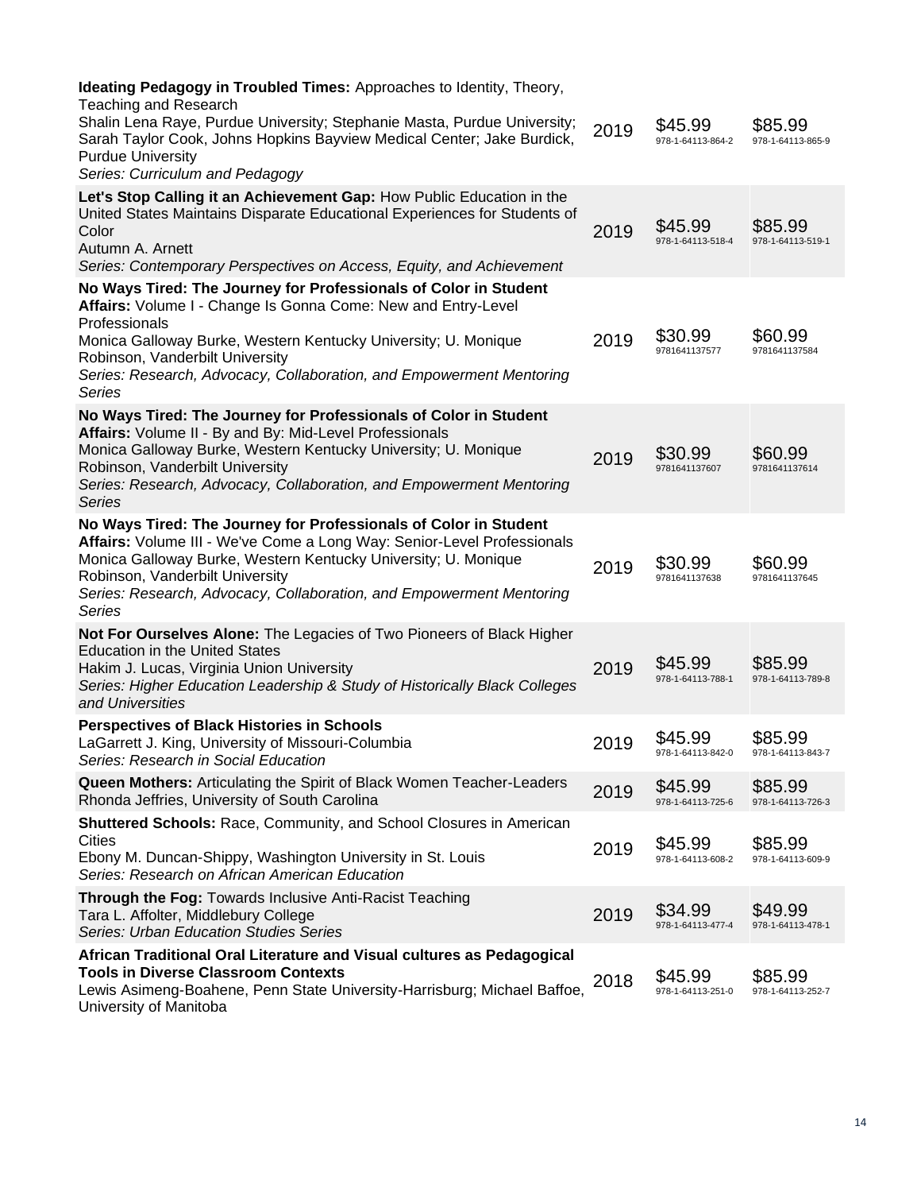| | | | |
|---|---|---|---|
| **Ideating Pedagogy in Troubled Times:** Approaches to Identity, Theory, Teaching and Research<br>Shalin Lena Raye, Purdue University; Stephanie Masta, Purdue University; Sarah Taylor Cook, Johns Hopkins Bayview Medical Center; Jake Burdick, Purdue University<br>*Series: Curriculum and Pedagogy* | 2019 | $45.99<br>978-1-64113-864-2 | $85.99<br>978-1-64113-865-9 |
| **Let's Stop Calling it an Achievement Gap:** How Public Education in the United States Maintains Disparate Educational Experiences for Students of Color<br>Autumn A. Arnett<br>*Series: Contemporary Perspectives on Access, Equity, and Achievement* | 2019 | $45.99<br>978-1-64113-518-4 | $85.99<br>978-1-64113-519-1 |
| **No Ways Tired: The Journey for Professionals of Color in Student Affairs:** Volume I - Change Is Gonna Come: New and Entry-Level Professionals<br>Monica Galloway Burke, Western Kentucky University; U. Monique Robinson, Vanderbilt University<br>*Series: Research, Advocacy, Collaboration, and Empowerment Mentoring Series* | 2019 | $30.99<br>9781641137577 | $60.99<br>9781641137584 |
| **No Ways Tired: The Journey for Professionals of Color in Student Affairs:** Volume II - By and By: Mid-Level Professionals<br>Monica Galloway Burke, Western Kentucky University; U. Monique Robinson, Vanderbilt University<br>*Series: Research, Advocacy, Collaboration, and Empowerment Mentoring Series* | 2019 | $30.99<br>9781641137607 | $60.99<br>9781641137614 |
| **No Ways Tired: The Journey for Professionals of Color in Student Affairs:** Volume III - We've Come a Long Way: Senior-Level Professionals<br>Monica Galloway Burke, Western Kentucky University; U. Monique Robinson, Vanderbilt University<br>*Series: Research, Advocacy, Collaboration, and Empowerment Mentoring Series* | 2019 | $30.99<br>9781641137638 | $60.99<br>9781641137645 |
| **Not For Ourselves Alone:** The Legacies of Two Pioneers of Black Higher Education in the United States<br>Hakim J. Lucas, Virginia Union University<br>*Series: Higher Education Leadership & Study of Historically Black Colleges and Universities* | 2019 | $45.99<br>978-1-64113-788-1 | $85.99<br>978-1-64113-789-8 |
| **Perspectives of Black Histories in Schools**<br>LaGarrett J. King, University of Missouri-Columbia<br>*Series: Research in Social Education* | 2019 | $45.99<br>978-1-64113-842-0 | $85.99<br>978-1-64113-843-7 |
| **Queen Mothers:** Articulating the Spirit of Black Women Teacher-Leaders<br>Rhonda Jeffries, University of South Carolina | 2019 | $45.99<br>978-1-64113-725-6 | $85.99<br>978-1-64113-726-3 |
| **Shuttered Schools:** Race, Community, and School Closures in American Cities<br>Ebony M. Duncan-Shippy, Washington University in St. Louis<br>*Series: Research on African American Education* | 2019 | $45.99<br>978-1-64113-608-2 | $85.99<br>978-1-64113-609-9 |
| **Through the Fog:** Towards Inclusive Anti-Racist Teaching<br>Tara L. Affolter, Middlebury College<br>*Series: Urban Education Studies Series* | 2019 | $34.99<br>978-1-64113-477-4 | $49.99<br>978-1-64113-478-1 |
| **African Traditional Oral Literature and Visual cultures as Pedagogical Tools in Diverse Classroom Contexts**<br>Lewis Asimeng-Boahene, Penn State University-Harrisburg; Michael Baffoe, University of Manitoba | 2018 | $45.99<br>978-1-64113-251-0 | $85.99<br>978-1-64113-252-7 |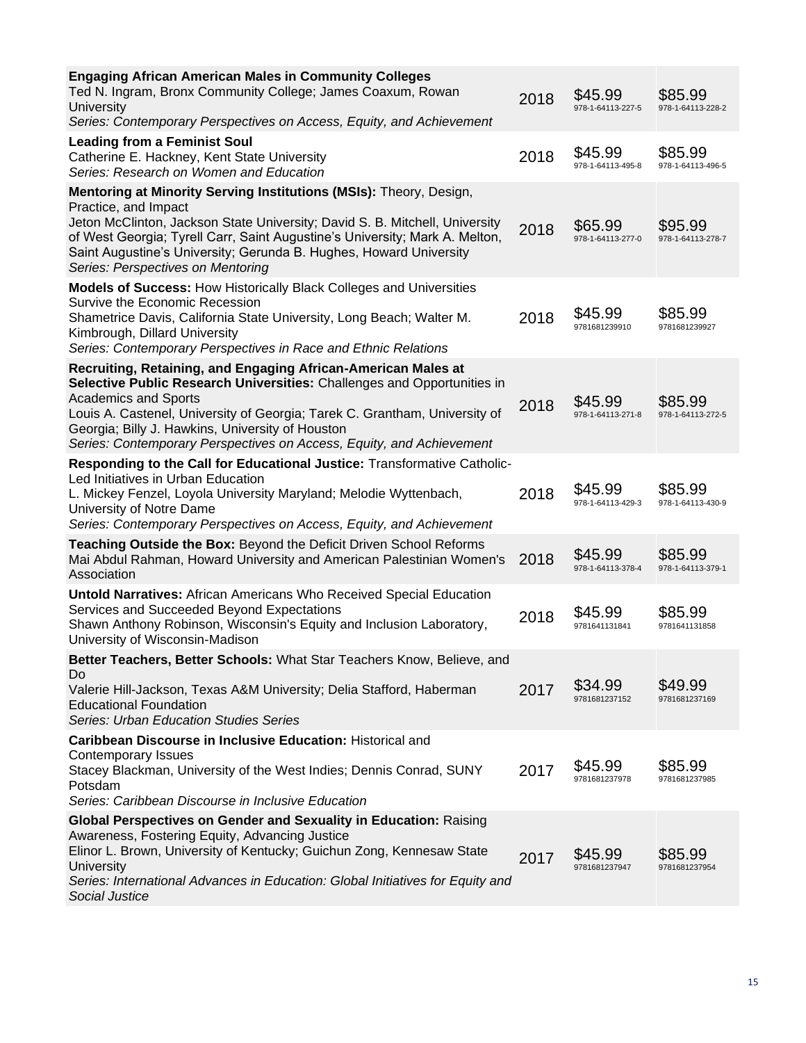| Title | Year | Paperback | Hardcover |
|---|---|---|---|
| **Engaging African American Males in Community Colleges**<br>Ted N. Ingram, Bronx Community College; James Coaxum, Rowan University<br>*Series: Contemporary Perspectives on Access, Equity, and Achievement* | 2018 | $45.99<br>978-1-64113-227-5 | $85.99<br>978-1-64113-228-2 |
| **Leading from a Feminist Soul**<br>Catherine E. Hackney, Kent State University<br>*Series: Research on Women and Education* | 2018 | $45.99<br>978-1-64113-495-8 | $85.99<br>978-1-64113-496-5 |
| **Mentoring at Minority Serving Institutions (MSIs):** Theory, Design, Practice, and Impact<br>Jeton McClinton, Jackson State University; David S. B. Mitchell, University of West Georgia; Tyrell Carr, Saint Augustine's University; Mark A. Melton, Saint Augustine's University; Gerunda B. Hughes, Howard University<br>*Series: Perspectives on Mentoring* | 2018 | $65.99<br>978-1-64113-277-0 | $95.99<br>978-1-64113-278-7 |
| **Models of Success:** How Historically Black Colleges and Universities Survive the Economic Recession<br>Shametrice Davis, California State University, Long Beach; Walter M. Kimbrough, Dillard University<br>*Series: Contemporary Perspectives in Race and Ethnic Relations* | 2018 | $45.99<br>9781681239910 | $85.99<br>9781681239927 |
| **Recruiting, Retaining, and Engaging African-American Males at Selective Public Research Universities:** Challenges and Opportunities in Academics and Sports<br>Louis A. Castenel, University of Georgia; Tarek C. Grantham, University of Georgia; Billy J. Hawkins, University of Houston<br>*Series: Contemporary Perspectives on Access, Equity, and Achievement* | 2018 | $45.99<br>978-1-64113-271-8 | $85.99<br>978-1-64113-272-5 |
| **Responding to the Call for Educational Justice:** Transformative Catholic-Led Initiatives in Urban Education<br>L. Mickey Fenzel, Loyola University Maryland; Melodie Wyttenbach, University of Notre Dame<br>*Series: Contemporary Perspectives on Access, Equity, and Achievement* | 2018 | $45.99<br>978-1-64113-429-3 | $85.99<br>978-1-64113-430-9 |
| **Teaching Outside the Box:** Beyond the Deficit Driven School Reforms<br>Mai Abdul Rahman, Howard University and American Palestinian Women's Association | 2018 | $45.99<br>978-1-64113-378-4 | $85.99<br>978-1-64113-379-1 |
| **Untold Narratives:** African Americans Who Received Special Education Services and Succeeded Beyond Expectations<br>Shawn Anthony Robinson, Wisconsin's Equity and Inclusion Laboratory, University of Wisconsin-Madison | 2018 | $45.99<br>9781641131841 | $85.99<br>9781641131858 |
| **Better Teachers, Better Schools:** What Star Teachers Know, Believe, and Do<br>Valerie Hill-Jackson, Texas A&M University; Delia Stafford, Haberman Educational Foundation<br>*Series: Urban Education Studies Series* | 2017 | $34.99<br>9781681237152 | $49.99<br>9781681237169 |
| **Caribbean Discourse in Inclusive Education:** Historical and Contemporary Issues<br>Stacey Blackman, University of the West Indies; Dennis Conrad, SUNY Potsdam<br>*Series: Caribbean Discourse in Inclusive Education* | 2017 | $45.99<br>9781681237978 | $85.99<br>9781681237985 |
| **Global Perspectives on Gender and Sexuality in Education:** Raising Awareness, Fostering Equity, Advancing Justice<br>Elinor L. Brown, University of Kentucky; Guichun Zong, Kennesaw State University<br>*Series: International Advances in Education: Global Initiatives for Equity and Social Justice* | 2017 | $45.99<br>9781681237947 | $85.99<br>9781681237954 |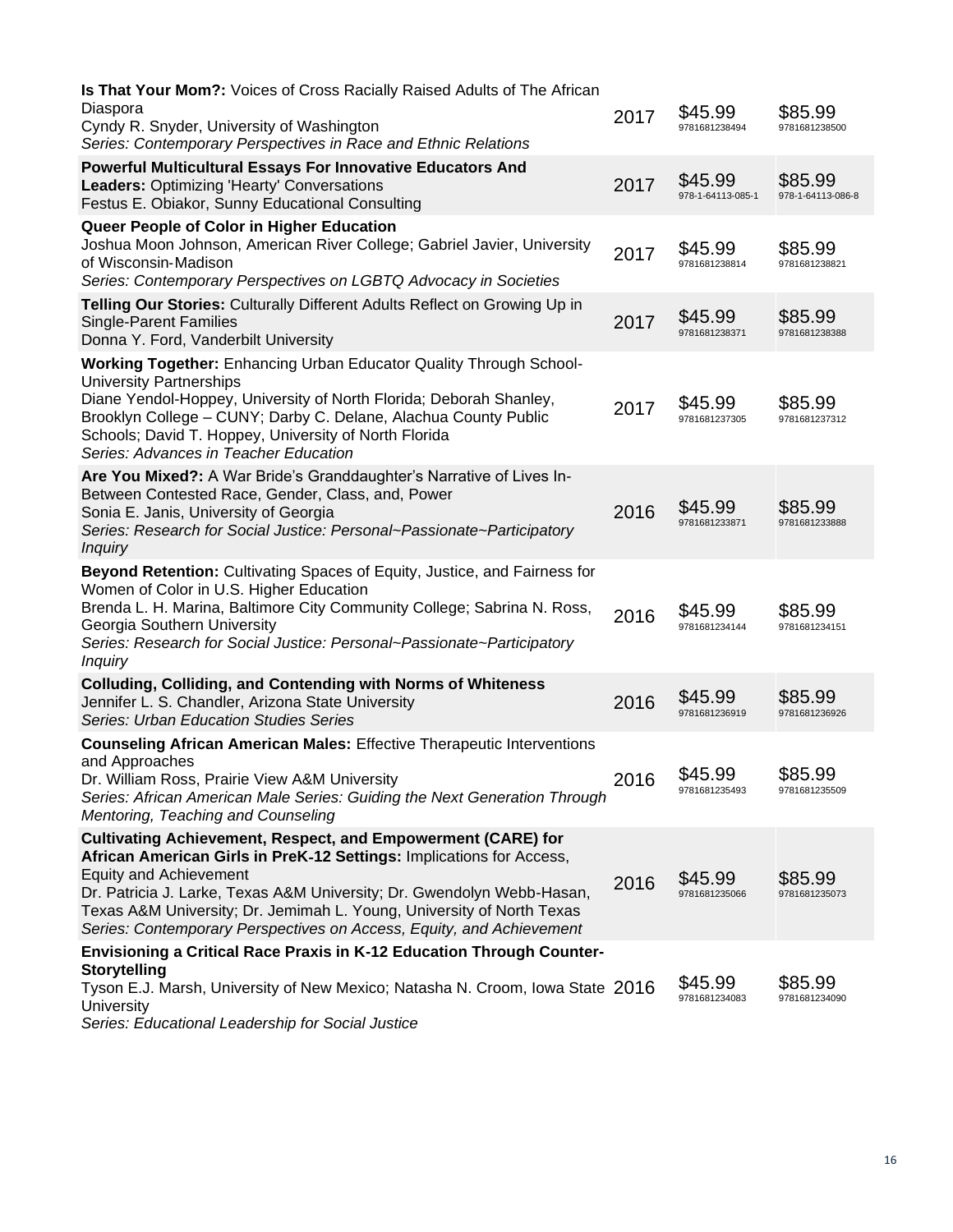| | | | |
|---|---|---|---|
| **Is That Your Mom?:** Voices of Cross Racially Raised Adults of The African Diaspora<br>Cyndy R. Snyder, University of Washington<br>*Series: Contemporary Perspectives in Race and Ethnic Relations* | 2017 | $45.99<br>9781681238494 | $85.99<br>9781681238500 |
| **Powerful Multicultural Essays For Innovative Educators And Leaders:** Optimizing 'Hearty' Conversations<br>Festus E. Obiakor, Sunny Educational Consulting | 2017 | $45.99<br>978-1-64113-085-1 | $85.99<br>978-1-64113-086-8 |
| **Queer People of Color in Higher Education**<br>Joshua Moon Johnson, American River College; Gabriel Javier, University of Wisconsin-Madison<br>*Series: Contemporary Perspectives on LGBTQ Advocacy in Societies* | 2017 | $45.99<br>9781681238814 | $85.99<br>9781681238821 |
| **Telling Our Stories:** Culturally Different Adults Reflect on Growing Up in Single-Parent Families<br>Donna Y. Ford, Vanderbilt University | 2017 | $45.99<br>9781681238371 | $85.99<br>9781681238388 |
| **Working Together:** Enhancing Urban Educator Quality Through School-University Partnerships<br>Diane Yendol-Hoppey, University of North Florida; Deborah Shanley, Brooklyn College – CUNY; Darby C. Delane, Alachua County Public Schools; David T. Hoppey, University of North Florida<br>*Series: Advances in Teacher Education* | 2017 | $45.99<br>9781681237305 | $85.99<br>9781681237312 |
| **Are You Mixed?:** A War Bride's Granddaughter's Narrative of Lives In-Between Contested Race, Gender, Class, and, Power<br>Sonia E. Janis, University of Georgia<br>*Series: Research for Social Justice: Personal~Passionate~Participatory Inquiry* | 2016 | $45.99<br>9781681233871 | $85.99<br>9781681233888 |
| **Beyond Retention:** Cultivating Spaces of Equity, Justice, and Fairness for Women of Color in U.S. Higher Education<br>Brenda L. H. Marina, Baltimore City Community College; Sabrina N. Ross, Georgia Southern University<br>*Series: Research for Social Justice: Personal~Passionate~Participatory Inquiry* | 2016 | $45.99<br>9781681234144 | $85.99<br>9781681234151 |
| **Colluding, Colliding, and Contending with Norms of Whiteness**<br>Jennifer L. S. Chandler, Arizona State University<br>*Series: Urban Education Studies Series* | 2016 | $45.99<br>9781681236919 | $85.99<br>9781681236926 |
| **Counseling African American Males:** Effective Therapeutic Interventions and Approaches<br>Dr. William Ross, Prairie View A&M University<br>*Series: African American Male Series: Guiding the Next Generation Through Mentoring, Teaching and Counseling* | 2016 | $45.99<br>9781681235493 | $85.99<br>9781681235509 |
| **Cultivating Achievement, Respect, and Empowerment (CARE) for African American Girls in PreK-12 Settings:** Implications for Access, Equity and Achievement<br>Dr. Patricia J. Larke, Texas A&M University; Dr. Gwendolyn Webb-Hasan, Texas A&M University; Dr. Jemimah L. Young, University of North Texas<br>*Series: Contemporary Perspectives on Access, Equity, and Achievement* | 2016 | $45.99<br>9781681235066 | $85.99<br>9781681235073 |
| **Envisioning a Critical Race Praxis in K-12 Education Through Counter-Storytelling**<br>Tyson E.J. Marsh, University of New Mexico; Natasha N. Croom, Iowa State University<br>*Series: Educational Leadership for Social Justice* | 2016 | $45.99<br>9781681234083 | $85.99<br>9781681234090 |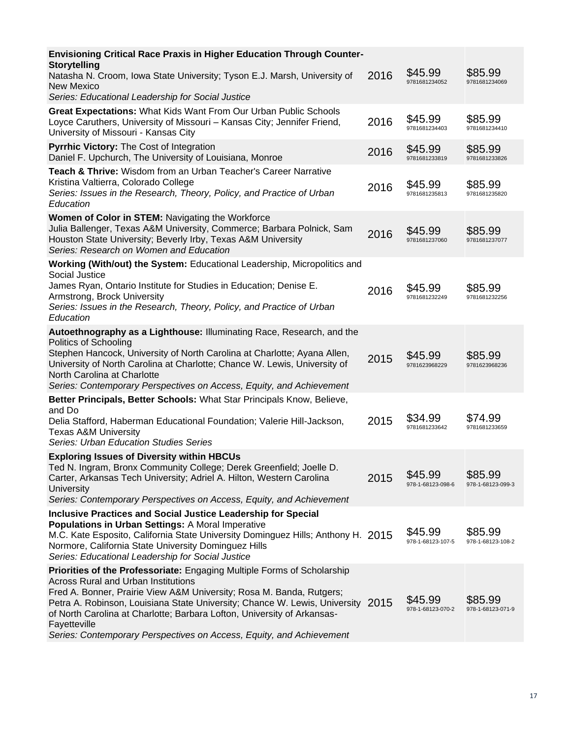| Title | Year | Paperback | Hardcover |
|---|---|---|---|
| **Envisioning Critical Race Praxis in Higher Education Through Counter-Storytelling**<br>Natasha N. Croom, Iowa State University; Tyson E.J. Marsh, University of New Mexico<br>*Series: Educational Leadership for Social Justice* | 2016 | $45.99<br>9781681234052 | $85.99<br>9781681234069 |
| **Great Expectations:** What Kids Want From Our Urban Public Schools<br>Loyce Caruthers, University of Missouri – Kansas City; Jennifer Friend, University of Missouri - Kansas City | 2016 | $45.99<br>9781681234403 | $85.99<br>9781681234410 |
| **Pyrrhic Victory:** The Cost of Integration<br>Daniel F. Upchurch, The University of Louisiana, Monroe | 2016 | $45.99<br>9781681233819 | $85.99<br>9781681233826 |
| **Teach & Thrive:** Wisdom from an Urban Teacher's Career Narrative<br>Kristina Valtierra, Colorado College<br>*Series: Issues in the Research, Theory, Policy, and Practice of Urban Education* | 2016 | $45.99<br>9781681235813 | $85.99<br>9781681235820 |
| **Women of Color in STEM:** Navigating the Workforce<br>Julia Ballenger, Texas A&M University, Commerce; Barbara Polnick, Sam Houston State University; Beverly Irby, Texas A&M University<br>*Series: Research on Women and Education* | 2016 | $45.99<br>9781681237060 | $85.99<br>9781681237077 |
| **Working (With/out) the System:** Educational Leadership, Micropolitics and Social Justice<br>James Ryan, Ontario Institute for Studies in Education; Denise E. Armstrong, Brock University<br>*Series: Issues in the Research, Theory, Policy, and Practice of Urban Education* | 2016 | $45.99<br>9781681232249 | $85.99<br>9781681232256 |
| **Autoethnography as a Lighthouse:** Illuminating Race, Research, and the Politics of Schooling<br>Stephen Hancock, University of North Carolina at Charlotte; Ayana Allen, University of North Carolina at Charlotte; Chance W. Lewis, University of North Carolina at Charlotte<br>*Series: Contemporary Perspectives on Access, Equity, and Achievement* | 2015 | $45.99<br>9781623968229 | $85.99<br>9781623968236 |
| **Better Principals, Better Schools:** What Star Principals Know, Believe, and Do<br>Delia Stafford, Haberman Educational Foundation; Valerie Hill-Jackson, Texas A&M University<br>*Series: Urban Education Studies Series* | 2015 | $34.99<br>9781681233642 | $74.99<br>9781681233659 |
| **Exploring Issues of Diversity within HBCUs**<br>Ted N. Ingram, Bronx Community College; Derek Greenfield; Joelle D. Carter, Arkansas Tech University; Adriel A. Hilton, Western Carolina University<br>*Series: Contemporary Perspectives on Access, Equity, and Achievement* | 2015 | $45.99<br>978-1-68123-098-6 | $85.99<br>978-1-68123-099-3 |
| **Inclusive Practices and Social Justice Leadership for Special Populations in Urban Settings:** A Moral Imperative<br>M.C. Kate Esposito, California State University Dominguez Hills; Anthony H. Normore, California State University Dominguez Hills<br>*Series: Educational Leadership for Social Justice* | 2015 | $45.99<br>978-1-68123-107-5 | $85.99<br>978-1-68123-108-2 |
| **Priorities of the Professoriate:** Engaging Multiple Forms of Scholarship Across Rural and Urban Institutions<br>Fred A. Bonner, Prairie View A&M University; Rosa M. Banda, Rutgers; Petra A. Robinson, Louisiana State University; Chance W. Lewis, University of North Carolina at Charlotte; Barbara Lofton, University of Arkansas-Fayetteville<br>*Series: Contemporary Perspectives on Access, Equity, and Achievement* | 2015 | $45.99<br>978-1-68123-070-2 | $85.99<br>978-1-68123-071-9 |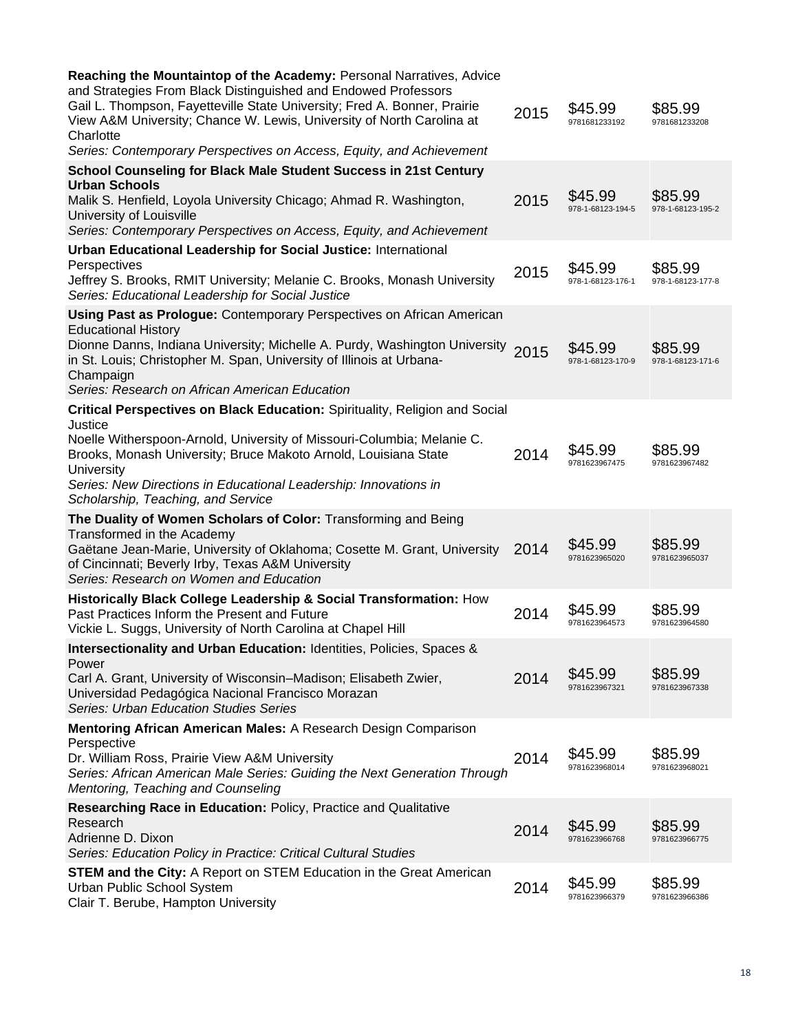| | | | |
|---|---|---|---|
| **Reaching the Mountaintop of the Academy:** Personal Narratives, Advice and Strategies From Black Distinguished and Endowed Professors<br>Gail L. Thompson, Fayetteville State University; Fred A. Bonner, Prairie View A&M University; Chance W. Lewis, University of North Carolina at Charlotte<br>*Series: Contemporary Perspectives on Access, Equity, and Achievement* | 2015 | $45.99<br>9781681233192 | $85.99<br>9781681233208 |
| **School Counseling for Black Male Student Success in 21st Century Urban Schools**<br>Malik S. Henfield, Loyola University Chicago; Ahmad R. Washington, University of Louisville<br>*Series: Contemporary Perspectives on Access, Equity, and Achievement* | 2015 | $45.99<br>978-1-68123-194-5 | $85.99<br>978-1-68123-195-2 |
| **Urban Educational Leadership for Social Justice:** International Perspectives<br>Jeffrey S. Brooks, RMIT University; Melanie C. Brooks, Monash University<br>*Series: Educational Leadership for Social Justice* | 2015 | $45.99<br>978-1-68123-176-1 | $85.99<br>978-1-68123-177-8 |
| **Using Past as Prologue:** Contemporary Perspectives on African American Educational History<br>Dionne Danns, Indiana University; Michelle A. Purdy, Washington University in St. Louis; Christopher M. Span, University of Illinois at Urbana-Champaign<br>*Series: Research on African American Education* | 2015 | $45.99<br>978-1-68123-170-9 | $85.99<br>978-1-68123-171-6 |
| **Critical Perspectives on Black Education:** Spirituality, Religion and Social Justice<br>Noelle Witherspoon-Arnold, University of Missouri-Columbia; Melanie C. Brooks, Monash University; Bruce Makoto Arnold, Louisiana State University<br>*Series: New Directions in Educational Leadership: Innovations in Scholarship, Teaching, and Service* | 2014 | $45.99<br>9781623967475 | $85.99<br>9781623967482 |
| **The Duality of Women Scholars of Color:** Transforming and Being Transformed in the Academy<br>Gaëtane Jean-Marie, University of Oklahoma; Cosette M. Grant, University of Cincinnati; Beverly Irby, Texas A&M University<br>*Series: Research on Women and Education* | 2014 | $45.99<br>9781623965020 | $85.99<br>9781623965037 |
| **Historically Black College Leadership & Social Transformation:** How Past Practices Inform the Present and Future<br>Vickie L. Suggs, University of North Carolina at Chapel Hill | 2014 | $45.99<br>9781623964573 | $85.99<br>9781623964580 |
| **Intersectionality and Urban Education:** Identities, Policies, Spaces & Power<br>Carl A. Grant, University of Wisconsin–Madison; Elisabeth Zwier, Universidad Pedagógica Nacional Francisco Morazan<br>*Series: Urban Education Studies Series* | 2014 | $45.99<br>9781623967321 | $85.99<br>9781623967338 |
| **Mentoring African American Males:** A Research Design Comparison Perspective<br>Dr. William Ross, Prairie View A&M University<br>*Series: African American Male Series: Guiding the Next Generation Through Mentoring, Teaching and Counseling* | 2014 | $45.99<br>9781623968014 | $85.99<br>9781623968021 |
| **Researching Race in Education:** Policy, Practice and Qualitative Research<br>Adrienne D. Dixon<br>*Series: Education Policy in Practice: Critical Cultural Studies* | 2014 | $45.99<br>9781623966768 | $85.99<br>9781623966775 |
| **STEM and the City:** A Report on STEM Education in the Great American Urban Public School System<br>Clair T. Berube, Hampton University | 2014 | $45.99<br>9781623966379 | $85.99<br>9781623966386 |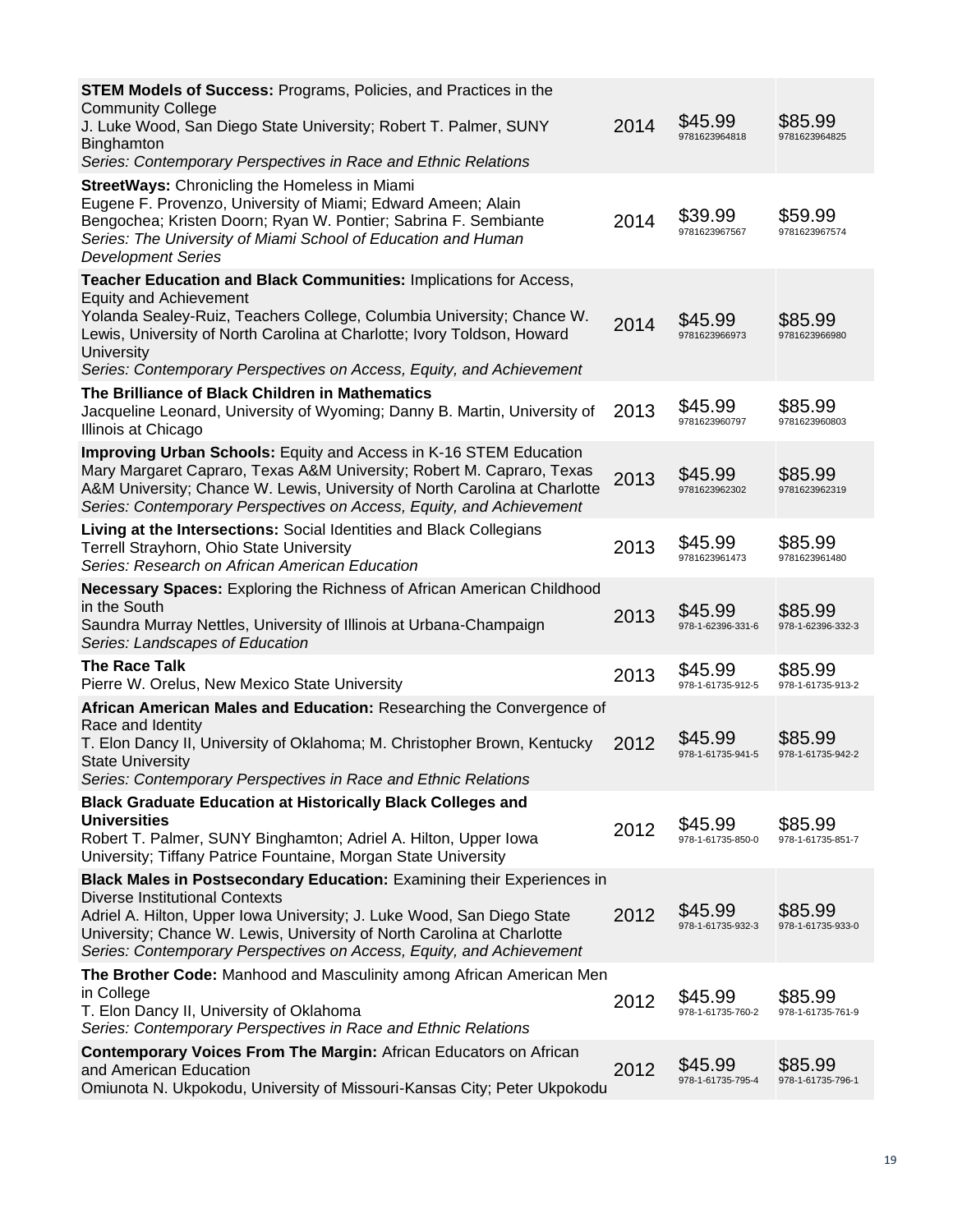| | | | |
|---|---|---|---|
| **STEM Models of Success:** Programs, Policies, and Practices in the Community College<br>J. Luke Wood, San Diego State University; Robert T. Palmer, SUNY Binghamton<br>*Series: Contemporary Perspectives in Race and Ethnic Relations* | 2014 | $45.99<br>9781623964818 | $85.99<br>9781623964825 |
| **StreetWays:** Chronicling the Homeless in Miami<br>Eugene F. Provenzo, University of Miami; Edward Ameen; Alain Bengochea; Kristen Doorn; Ryan W. Pontier; Sabrina F. Sembiante<br>*Series: The University of Miami School of Education and Human Development Series* | 2014 | $39.99<br>9781623967567 | $59.99<br>9781623967574 |
| **Teacher Education and Black Communities:** Implications for Access, Equity and Achievement<br>Yolanda Sealey-Ruiz, Teachers College, Columbia University; Chance W. Lewis, University of North Carolina at Charlotte; Ivory Toldson, Howard University<br>*Series: Contemporary Perspectives on Access, Equity, and Achievement* | 2014 | $45.99<br>9781623966973 | $85.99<br>9781623966980 |
| **The Brilliance of Black Children in Mathematics**<br>Jacqueline Leonard, University of Wyoming; Danny B. Martin, University of Illinois at Chicago | 2013 | $45.99<br>9781623960797 | $85.99<br>9781623960803 |
| **Improving Urban Schools:** Equity and Access in K-16 STEM Education<br>Mary Margaret Capraro, Texas A&M University; Robert M. Capraro, Texas A&M University; Chance W. Lewis, University of North Carolina at Charlotte<br>*Series: Contemporary Perspectives on Access, Equity, and Achievement* | 2013 | $45.99<br>9781623962302 | $85.99<br>9781623962319 |
| **Living at the Intersections:** Social Identities and Black Collegians<br>Terrell Strayhorn, Ohio State University<br>*Series: Research on African American Education* | 2013 | $45.99<br>9781623961473 | $85.99<br>9781623961480 |
| **Necessary Spaces:** Exploring the Richness of African American Childhood in the South<br>Saundra Murray Nettles, University of Illinois at Urbana-Champaign<br>*Series: Landscapes of Education* | 2013 | $45.99<br>978-1-62396-331-6 | $85.99<br>978-1-62396-332-3 |
| **The Race Talk**<br>Pierre W. Orelus, New Mexico State University | 2013 | $45.99<br>978-1-61735-912-5 | $85.99<br>978-1-61735-913-2 |
| **African American Males and Education:** Researching the Convergence of Race and Identity<br>T. Elon Dancy II, University of Oklahoma; M. Christopher Brown, Kentucky State University<br>*Series: Contemporary Perspectives in Race and Ethnic Relations* | 2012 | $45.99<br>978-1-61735-941-5 | $85.99<br>978-1-61735-942-2 |
| **Black Graduate Education at Historically Black Colleges and Universities**<br>Robert T. Palmer, SUNY Binghamton; Adriel A. Hilton, Upper Iowa University; Tiffany Patrice Fountaine, Morgan State University | 2012 | $45.99<br>978-1-61735-850-0 | $85.99<br>978-1-61735-851-7 |
| **Black Males in Postsecondary Education:** Examining their Experiences in Diverse Institutional Contexts<br>Adriel A. Hilton, Upper Iowa University; J. Luke Wood, San Diego State University; Chance W. Lewis, University of North Carolina at Charlotte<br>*Series: Contemporary Perspectives on Access, Equity, and Achievement* | 2012 | $45.99<br>978-1-61735-932-3 | $85.99<br>978-1-61735-933-0 |
| **The Brother Code:** Manhood and Masculinity among African American Men in College<br>T. Elon Dancy II, University of Oklahoma<br>*Series: Contemporary Perspectives in Race and Ethnic Relations* | 2012 | $45.99<br>978-1-61735-760-2 | $85.99<br>978-1-61735-761-9 |
| **Contemporary Voices From The Margin:** African Educators on African and American Education<br>Omiunota N. Ukpokodu, University of Missouri-Kansas City; Peter Ukpokodu | 2012 | $45.99<br>978-1-61735-795-4 | $85.99<br>978-1-61735-796-1 |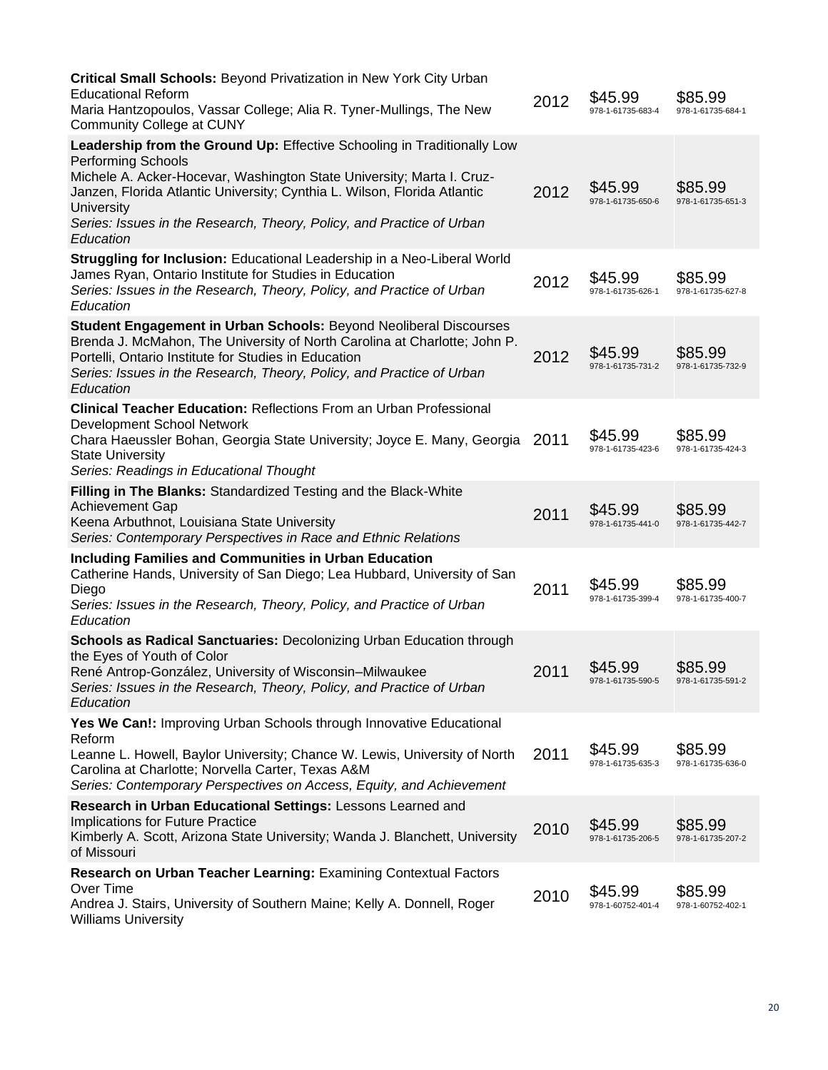| | | | |
|---|---|---|---|
| **Critical Small Schools:** Beyond Privatization in New York City Urban Educational Reform<br>Maria Hantzopoulos, Vassar College; Alia R. Tyner-Mullings, The New Community College at CUNY | 2012 | $45.99<br>978-1-61735-683-4 | $85.99<br>978-1-61735-684-1 |
| **Leadership from the Ground Up:** Effective Schooling in Traditionally Low Performing Schools<br>Michele A. Acker-Hocevar, Washington State University; Marta I. Cruz-Janzen, Florida Atlantic University; Cynthia L. Wilson, Florida Atlantic University<br>*Series: Issues in the Research, Theory, Policy, and Practice of Urban Education* | 2012 | $45.99<br>978-1-61735-650-6 | $85.99<br>978-1-61735-651-3 |
| **Struggling for Inclusion:** Educational Leadership in a Neo-Liberal World<br>James Ryan, Ontario Institute for Studies in Education<br>*Series: Issues in the Research, Theory, Policy, and Practice of Urban Education* | 2012 | $45.99<br>978-1-61735-626-1 | $85.99<br>978-1-61735-627-8 |
| **Student Engagement in Urban Schools:** Beyond Neoliberal Discourses<br>Brenda J. McMahon, The University of North Carolina at Charlotte; John P. Portelli, Ontario Institute for Studies in Education<br>*Series: Issues in the Research, Theory, Policy, and Practice of Urban Education* | 2012 | $45.99<br>978-1-61735-731-2 | $85.99<br>978-1-61735-732-9 |
| **Clinical Teacher Education:** Reflections From an Urban Professional Development School Network<br>Chara Haeussler Bohan, Georgia State University; Joyce E. Many, Georgia State University<br>*Series: Readings in Educational Thought* | 2011 | $45.99<br>978-1-61735-423-6 | $85.99<br>978-1-61735-424-3 |
| **Filling in The Blanks:** Standardized Testing and the Black-White Achievement Gap<br>Keena Arbuthnot, Louisiana State University<br>*Series: Contemporary Perspectives in Race and Ethnic Relations* | 2011 | $45.99<br>978-1-61735-441-0 | $85.99<br>978-1-61735-442-7 |
| **Including Families and Communities in Urban Education**<br>Catherine Hands, University of San Diego; Lea Hubbard, University of San Diego<br>*Series: Issues in the Research, Theory, Policy, and Practice of Urban Education* | 2011 | $45.99<br>978-1-61735-399-4 | $85.99<br>978-1-61735-400-7 |
| **Schools as Radical Sanctuaries:** Decolonizing Urban Education through the Eyes of Youth of Color<br>René Antrop-González, University of Wisconsin–Milwaukee<br>*Series: Issues in the Research, Theory, Policy, and Practice of Urban Education* | 2011 | $45.99<br>978-1-61735-590-5 | $85.99<br>978-1-61735-591-2 |
| **Yes We Can!:** Improving Urban Schools through Innovative Educational Reform<br>Leanne L. Howell, Baylor University; Chance W. Lewis, University of North Carolina at Charlotte; Norvella Carter, Texas A&M<br>*Series: Contemporary Perspectives on Access, Equity, and Achievement* | 2011 | $45.99<br>978-1-61735-635-3 | $85.99<br>978-1-61735-636-0 |
| **Research in Urban Educational Settings:** Lessons Learned and Implications for Future Practice<br>Kimberly A. Scott, Arizona State University; Wanda J. Blanchett, University of Missouri | 2010 | $45.99<br>978-1-61735-206-5 | $85.99<br>978-1-61735-207-2 |
| **Research on Urban Teacher Learning:** Examining Contextual Factors Over Time<br>Andrea J. Stairs, University of Southern Maine; Kelly A. Donnell, Roger Williams University | 2010 | $45.99<br>978-1-60752-401-4 | $85.99<br>978-1-60752-402-1 |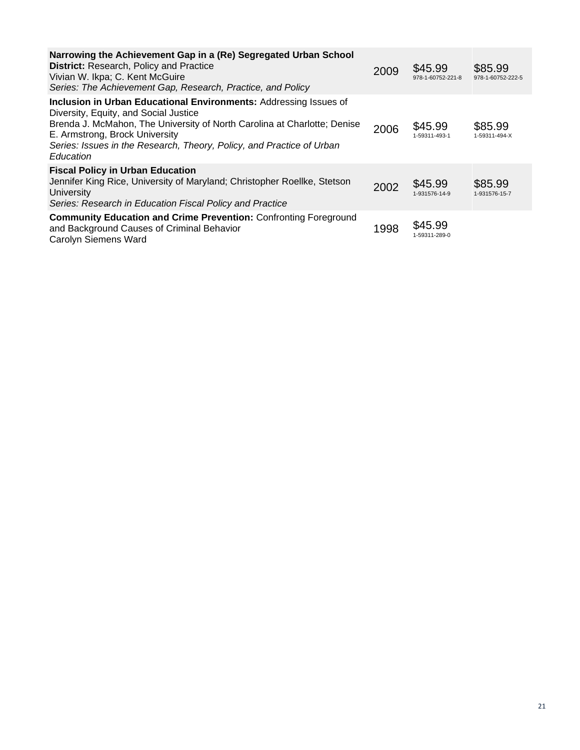| | | | |
|---|---|---|---|
| **Narrowing the Achievement Gap in a (Re) Segregated Urban School District:** Research, Policy and Practice<br>Vivian W. Ikpa; C. Kent McGuire<br>*Series: The Achievement Gap, Research, Practice, and Policy* | 2009 | $45.99<br>978-1-60752-221-8 | $85.99<br>978-1-60752-222-5 |
| **Inclusion in Urban Educational Environments:** Addressing Issues of Diversity, Equity, and Social Justice<br>Brenda J. McMahon, The University of North Carolina at Charlotte; Denise E. Armstrong, Brock University<br>*Series: Issues in the Research, Theory, Policy, and Practice of Urban Education* | 2006 | $45.99<br>1-59311-493-1 | $85.99<br>1-59311-494-X |
| **Fiscal Policy in Urban Education**<br>Jennifer King Rice, University of Maryland; Christopher Roellke, Stetson University<br>*Series: Research in Education Fiscal Policy and Practice* | 2002 | $45.99<br>1-931576-14-9 | $85.99<br>1-931576-15-7 |
| **Community Education and Crime Prevention:** Confronting Foreground and Background Causes of Criminal Behavior<br>Carolyn Siemens Ward | 1998 | $45.99<br>1-59311-289-0 | |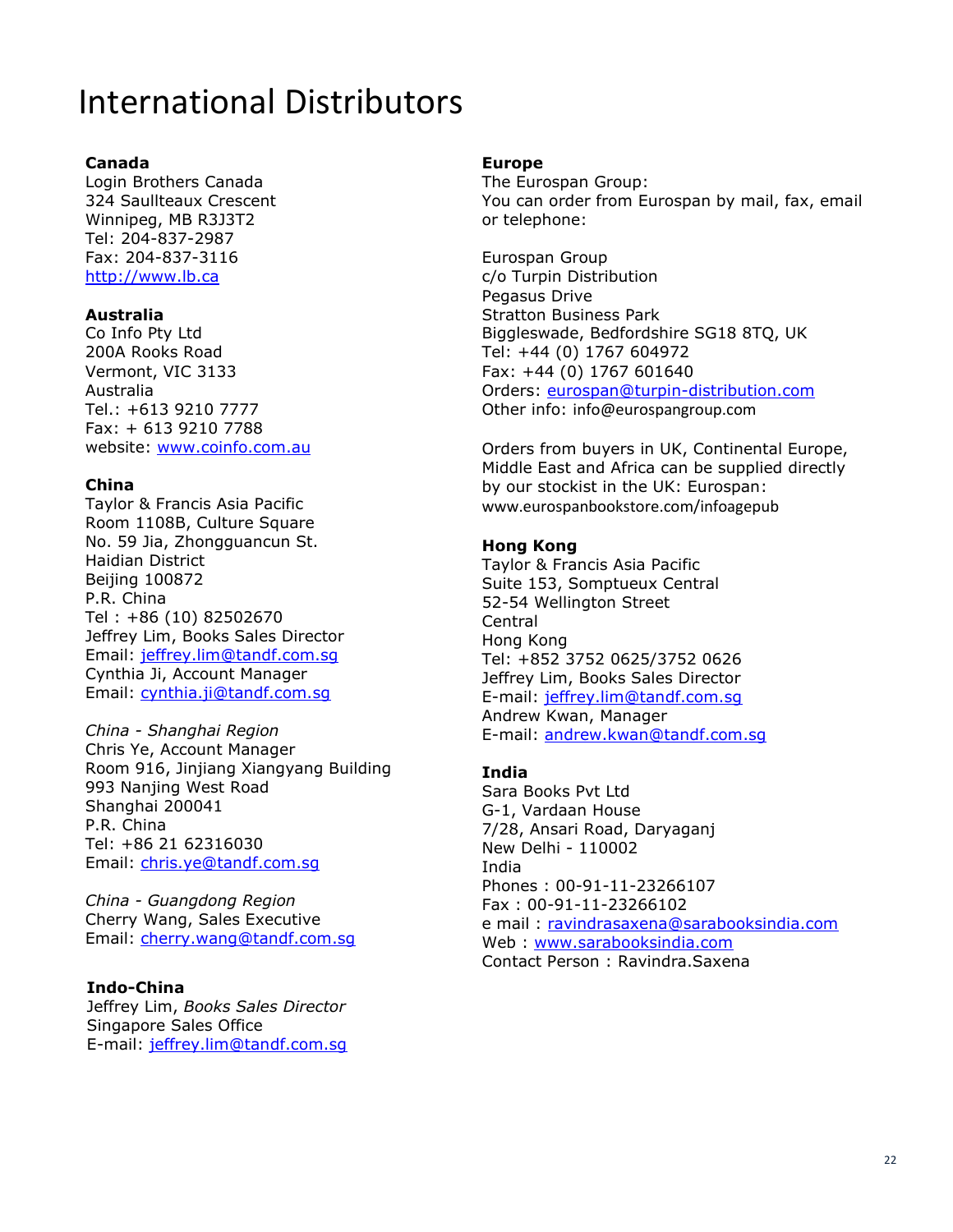# International Distributors

**Canada**
Login Brothers Canada
324 Saullteaux Crescent
Winnipeg, MB R3J3T2
Tel: 204-837-2987
Fax: 204-837-3116
http://www.lb.ca

**Australia**
Co Info Pty Ltd
200A Rooks Road
Vermont, VIC 3133
Australia
Tel.: +613 9210 7777
Fax: + 613 9210 7788
website: www.coinfo.com.au

**China**
Taylor & Francis Asia Pacific
Room 1108B, Culture Square
No. 59 Jia, Zhongguancun St.
Haidian District
Beijing 100872
P.R. China
Tel : +86 (10) 82502670
Jeffrey Lim, Books Sales Director
Email: jeffrey.lim@tandf.com.sg
Cynthia Ji, Account Manager
Email: cynthia.ji@tandf.com.sg

*China - Shanghai Region*
Chris Ye, Account Manager
Room 916, Jinjiang Xiangyang Building
993 Nanjing West Road
Shanghai 200041
P.R. China
Tel: +86 21 62316030
Email: chris.ye@tandf.com.sg

*China - Guangdong Region*
Cherry Wang, Sales Executive
Email: cherry.wang@tandf.com.sg

**Indo-China**
Jeffrey Lim, *Books Sales Director*
Singapore Sales Office
E-mail: jeffrey.lim@tandf.com.sg

**Europe**
The Eurospan Group:
You can order from Eurospan by mail, fax, email or telephone:

Eurospan Group
c/o Turpin Distribution
Pegasus Drive
Stratton Business Park
Biggleswade, Bedfordshire SG18 8TQ, UK
Tel: +44 (0) 1767 604972
Fax: +44 (0) 1767 601640
Orders: eurospan@turpin-distribution.com
Other info: info@eurospangroup.com

Orders from buyers in UK, Continental Europe, Middle East and Africa can be supplied directly by our stockist in the UK: Eurospan:
www.eurospanbookstore.com/infoagepub

**Hong Kong**
Taylor & Francis Asia Pacific
Suite 153, Somptueux Central
52-54 Wellington Street
Central
Hong Kong
Tel: +852 3752 0625/3752 0626
Jeffrey Lim, Books Sales Director
E-mail: jeffrey.lim@tandf.com.sg
Andrew Kwan, Manager
E-mail: andrew.kwan@tandf.com.sg

**India**
Sara Books Pvt Ltd
G-1, Vardaan House
7/28, Ansari Road, Daryaganj
New Delhi - 110002
India
Phones : 00-91-11-23266107
Fax : 00-91-11-23266102
e mail : ravindrasaxena@sarabooksindia.com
Web : www.sarabooksindia.com
Contact Person : Ravindra.Saxena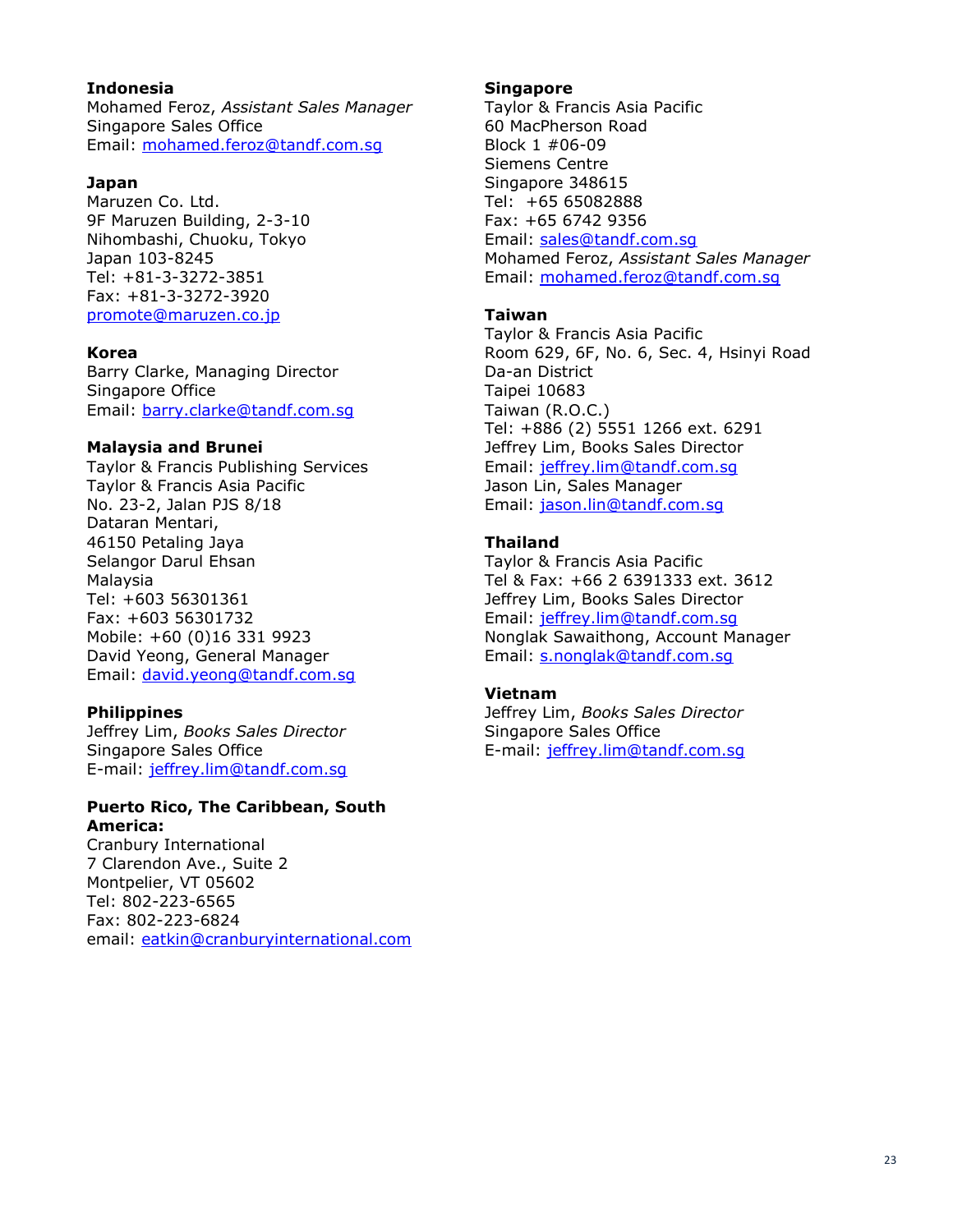**Indonesia**
Mohamed Feroz, *Assistant Sales Manager*
Singapore Sales Office
Email: mohamed.feroz@tandf.com.sg

**Japan**
Maruzen Co. Ltd.
9F Maruzen Building, 2-3-10
Nihombashi, Chuoku, Tokyo
Japan 103-8245
Tel: +81-3-3272-3851
Fax: +81-3-3272-3920
promote@maruzen.co.jp

**Korea**
Barry Clarke, Managing Director
Singapore Office
Email: barry.clarke@tandf.com.sg

**Malaysia and Brunei**
Taylor & Francis Publishing Services
Taylor & Francis Asia Pacific
No. 23-2, Jalan PJS 8/18
Dataran Mentari,
46150 Petaling Jaya
Selangor Darul Ehsan
Malaysia
Tel: +603 56301361
Fax: +603 56301732
Mobile: +60 (0)16 331 9923
David Yeong, General Manager
Email: david.yeong@tandf.com.sg

**Philippines**
Jeffrey Lim, *Books Sales Director*
Singapore Sales Office
E-mail: jeffrey.lim@tandf.com.sg

**Puerto Rico, The Caribbean, South America:**
Cranbury International
7 Clarendon Ave., Suite 2
Montpelier, VT 05602
Tel: 802-223-6565
Fax: 802-223-6824
email: eatkin@cranburyinternational.com

**Singapore**
Taylor & Francis Asia Pacific
60 MacPherson Road
Block 1 #06-09
Siemens Centre
Singapore 348615
Tel: +65 65082888
Fax: +65 6742 9356
Email: sales@tandf.com.sg
Mohamed Feroz, *Assistant Sales Manager*
Email: mohamed.feroz@tandf.com.sg

**Taiwan**
Taylor & Francis Asia Pacific
Room 629, 6F, No. 6, Sec. 4, Hsinyi Road
Da-an District
Taipei 10683
Taiwan (R.O.C.)
Tel: +886 (2) 5551 1266 ext. 6291
Jeffrey Lim, Books Sales Director
Email: jeffrey.lim@tandf.com.sg
Jason Lin, Sales Manager
Email: jason.lin@tandf.com.sg

**Thailand**
Taylor & Francis Asia Pacific
Tel & Fax: +66 2 6391333 ext. 3612
Jeffrey Lim, Books Sales Director
Email: jeffrey.lim@tandf.com.sg
Nonglak Sawaithong, Account Manager
Email: s.nonglak@tandf.com.sg

**Vietnam**
Jeffrey Lim, *Books Sales Director*
Singapore Sales Office
E-mail: jeffrey.lim@tandf.com.sg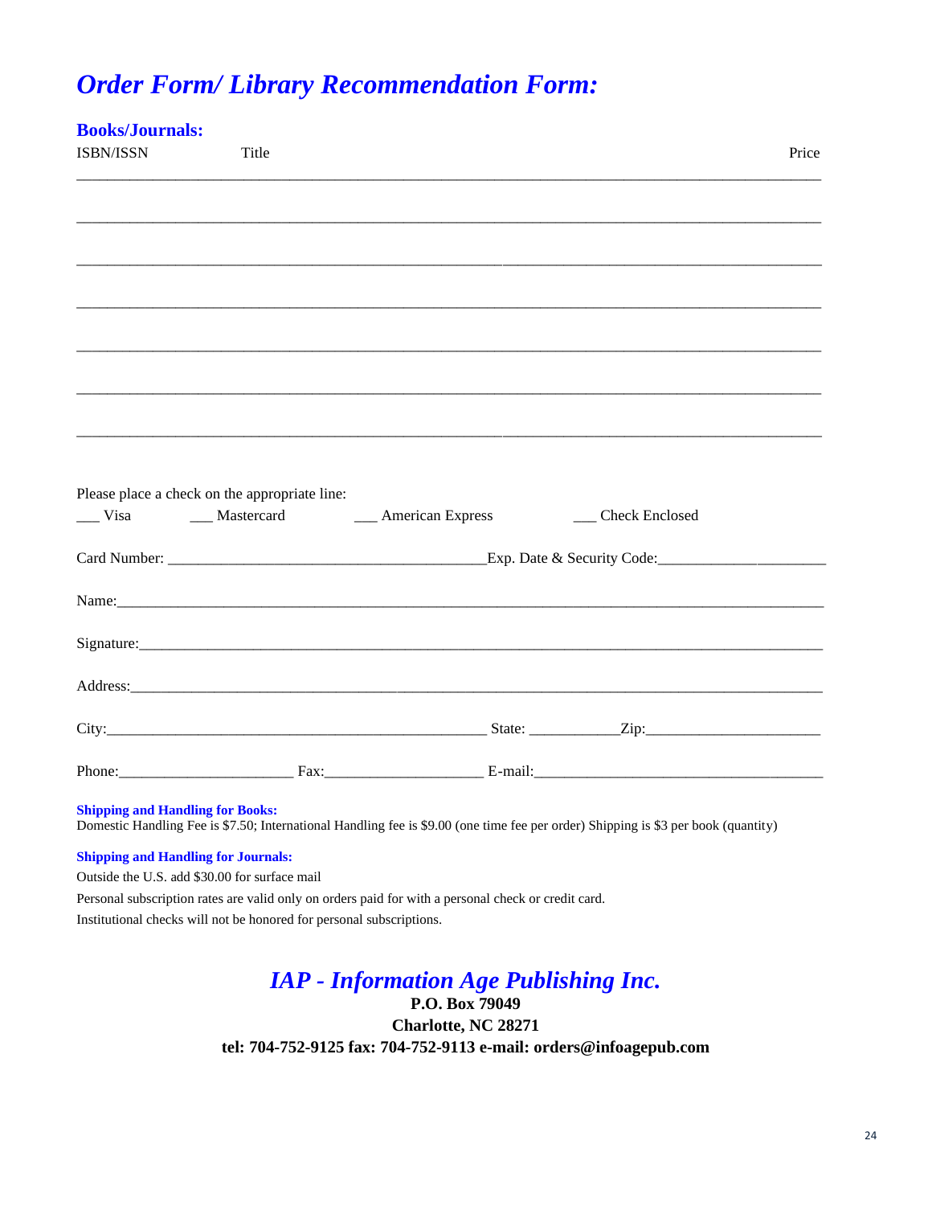# *Order Form/ Library Recommendation Form:*

**Books/Journals:**

| ISBN/ISSN | Title | Price |
| --- | --- | --- |
| | | |
| | | |
| | | |
| | | |
| | | |
| | | |
| | | |

Please place a check on the appropriate line:

___ Visa ___ Mastercard ___ American Express ___ Check Enclosed

Card Number: ________________________________________Exp. Date & Security Code:_____________________

Name:________________________________________________________________________________

Signature:_____________________________________________________________________________

Address:______________________________________________________________________________

City:_______________________________________________ State: ___________Zip:_____________________

Phone:______________________ Fax:____________________ E-mail:_____________________________________

**Shipping and Handling for Books:**
Domestic Handling Fee is $7.50; International Handling fee is $9.00 (one time fee per order) Shipping is $3 per book (quantity)

**Shipping and Handling for Journals:**
Outside the U.S. add $30.00 for surface mail

Personal subscription rates are valid only on orders paid for with a personal check or credit card.

Institutional checks will not be honored for personal subscriptions.

## *IAP - Information Age Publishing Inc.*

**P.O. Box 79049**
**Charlotte, NC 28271**
**tel: 704-752-9125 fax: 704-752-9113 e-mail: orders@infoagepub.com**